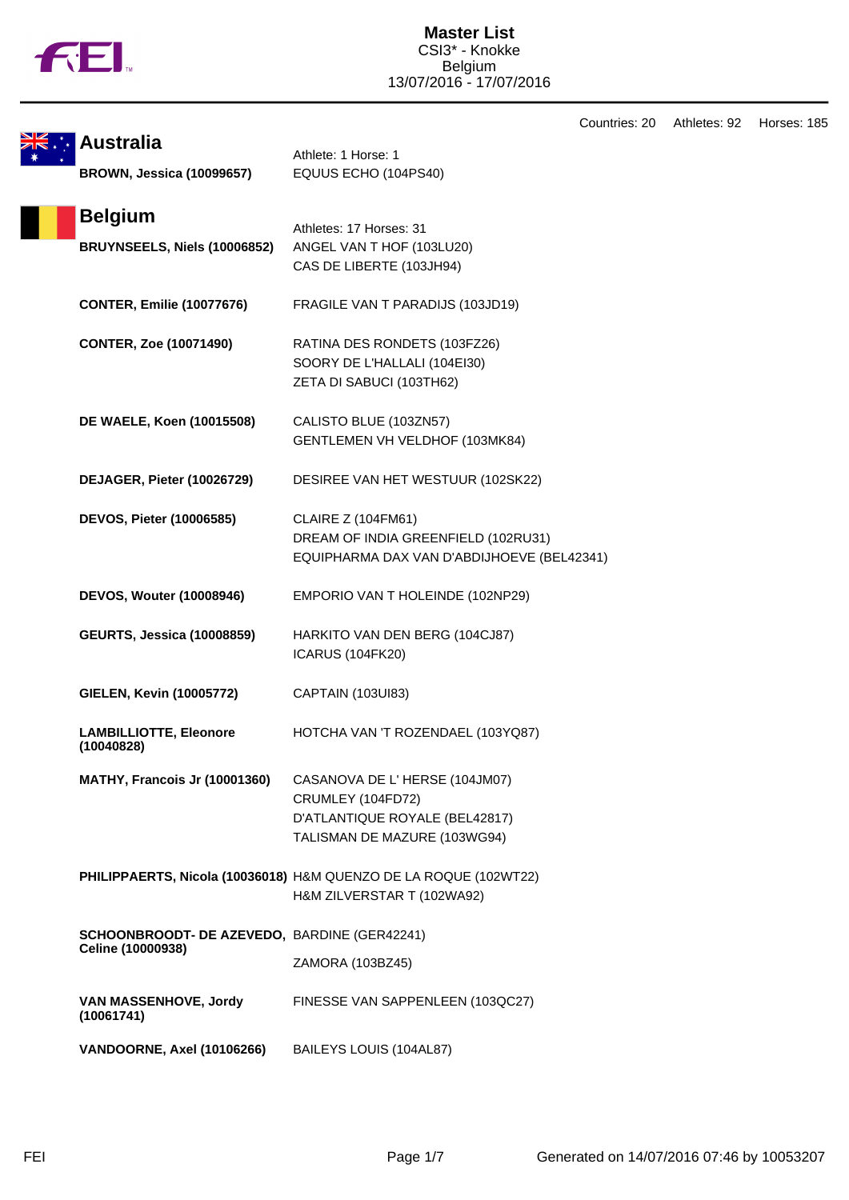# Master List

CSI3* - Knokke
Belgium
13/07/2016 - 17/07/2016

Countries: 20 Athletes: 92 Horses: 185

## Australia

Athlete: 1 Horse: 1

| Athlete | Horses |
|---|---|
| **BROWN, Jessica (10099657)** | EQUUS ECHO (104PS40) |

## Belgium

Athletes: 17 Horses: 31

| Athlete | Horses |
|---|---|
| **BRUYNSEELS, Niels (10006852)** | ANGEL VAN T HOF (103LU20)<br>CAS DE LIBERTE (103JH94) |
| **CONTER, Emilie (10077676)** | FRAGILE VAN T PARADIJS (103JD19) |
| **CONTER, Zoe (10071490)** | RATINA DES RONDETS (103FZ26)<br>SOORY DE L'HALLALI (104EI30)<br>ZETA DI SABUCI (103TH62) |
| **DE WAELE, Koen (10015508)** | CALISTO BLUE (103ZN57)<br>GENTLEMEN VH VELDHOF (103MK84) |
| **DEJAGER, Pieter (10026729)** | DESIREE VAN HET WESTUUR (102SK22) |
| **DEVOS, Pieter (10006585)** | CLAIRE Z (104FM61)<br>DREAM OF INDIA GREENFIELD (102RU31)<br>EQUIPHARMA DAX VAN D'ABDIJHOEVE (BEL42341) |
| **DEVOS, Wouter (10008946)** | EMPORIO VAN T HOLEINDE (102NP29) |
| **GEURTS, Jessica (10008859)** | HARKITO VAN DEN BERG (104CJ87)<br>ICARUS (104FK20) |
| **GIELEN, Kevin (10005772)** | CAPTAIN (103UI83) |
| **LAMBILLIOTTE, Eleonore (10040828)** | HOTCHA VAN 'T ROZENDAEL (103YQ87) |
| **MATHY, Francois Jr (10001360)** | CASANOVA DE L' HERSE (104JM07)<br>CRUMLEY (104FD72)<br>D'ATLANTIQUE ROYALE (BEL42817)<br>TALISMAN DE MAZURE (103WG94) |
| **PHILIPPAERTS, Nicola (10036018)** | H&M QUENZO DE LA ROQUE (102WT22)<br>H&M ZILVERSTAR T (102WA92) |
| **SCHOONBROODT- DE AZEVEDO, Celine (10000938)** | BARDINE (GER42241)<br>ZAMORA (103BZ45) |
| **VAN MASSENHOVE, Jordy (10061741)** | FINESSE VAN SAPPENLEEN (103QC27) |
| **VANDOORNE, Axel (10106266)** | BAILEYS LOUIS (104AL87) |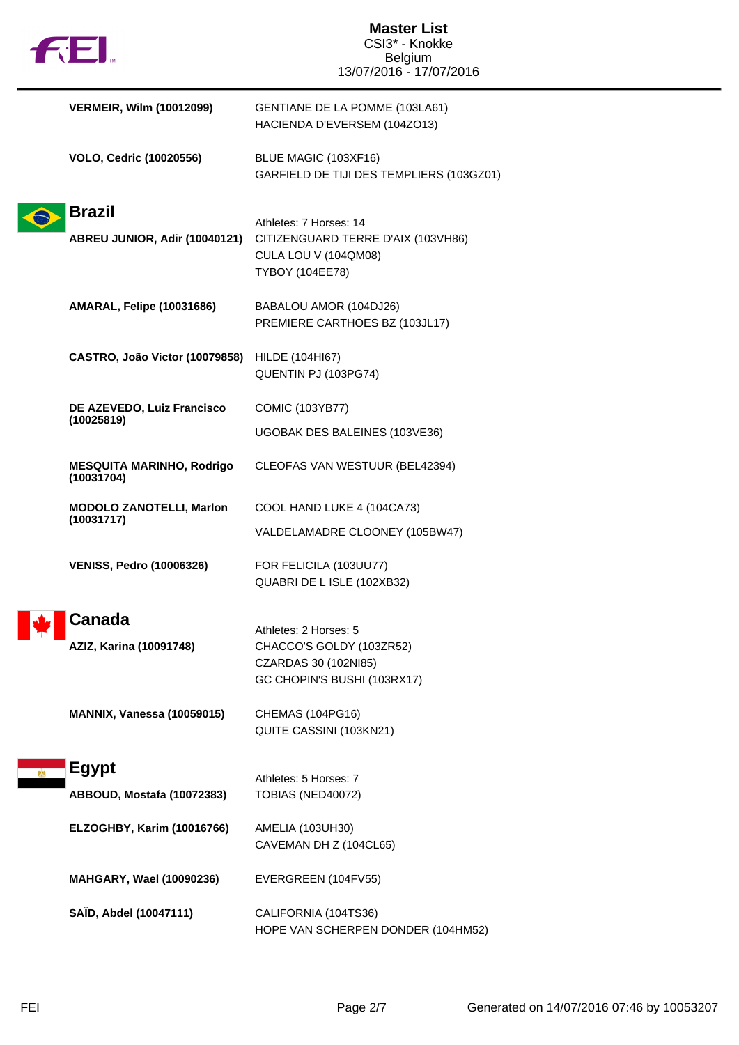| | |
|---|---|
| **VERMEIR, Wilm (10012099)** | GENTIANE DE LA POMME (103LA61)<br>HACIENDA D'EVERSEM (104ZO13) |
| **VOLO, Cedric (10020556)** | BLUE MAGIC (103XF16)<br>GARFIELD DE TIJI DES TEMPLIERS (103GZ01) |

## Brazil

Athletes: 7 Horses: 14

| | |
|---|---|
| **ABREU JUNIOR, Adir (10040121)** | CITIZENGUARD TERRE D'AIX (103VH86)<br>CULA LOU V (104QM08)<br>TYBOY (104EE78) |
| **AMARAL, Felipe (10031686)** | BABALOU AMOR (104DJ26)<br>PREMIERE CARTHOES BZ (103JL17) |
| **CASTRO, João Victor (10079858)** | HILDE (104HI67)<br>QUENTIN PJ (103PG74) |
| **DE AZEVEDO, Luiz Francisco (10025819)** | COMIC (103YB77)<br>UGOBAK DES BALEINES (103VE36) |
| **MESQUITA MARINHO, Rodrigo (10031704)** | CLEOFAS VAN WESTUUR (BEL42394) |
| **MODOLO ZANOTELLI, Marlon (10031717)** | COOL HAND LUKE 4 (104CA73)<br>VALDELAMADRE CLOONEY (105BW47) |
| **VENISS, Pedro (10006326)** | FOR FELICILA (103UU77)<br>QUABRI DE L ISLE (102XB32) |

## Canada

Athletes: 2 Horses: 5

| | |
|---|---|
| **AZIZ, Karina (10091748)** | CHACCO'S GOLDY (103ZR52)<br>CZARDAS 30 (102NI85)<br>GC CHOPIN'S BUSHI (103RX17) |
| **MANNIX, Vanessa (10059015)** | CHEMAS (104PG16)<br>QUITE CASSINI (103KN21) |

## Egypt

Athletes: 5 Horses: 7

| | |
|---|---|
| **ABBOUD, Mostafa (10072383)** | TOBIAS (NED40072) |
| **ELZOGHBY, Karim (10016766)** | AMELIA (103UH30)<br>CAVEMAN DH Z (104CL65) |
| **MAHGARY, Wael (10090236)** | EVERGREEN (104FV55) |
| **SAÏD, Abdel (10047111)** | CALIFORNIA (104TS36)<br>HOPE VAN SCHERPEN DONDER (104HM52) |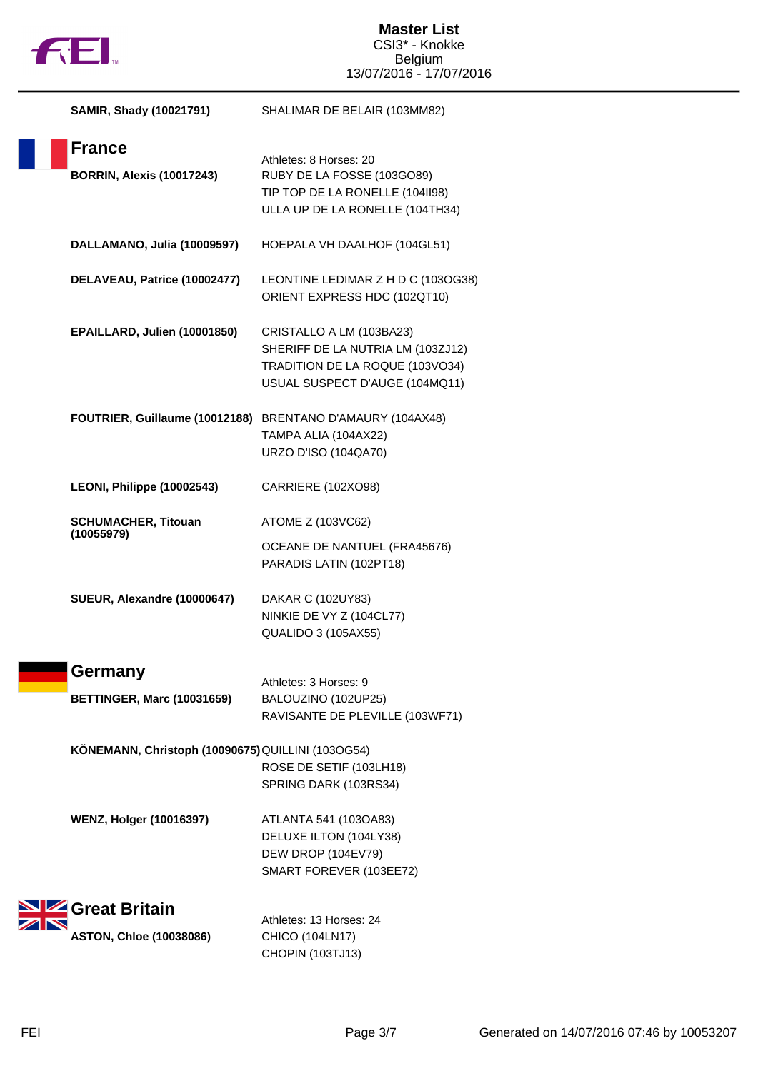**SAMIR, Shady (10021791)** SHALIMAR DE BELAIR (103MM82)

## France

Athletes: 8 Horses: 20

**BORRIN, Alexis (10017243)**
RUBY DE LA FOSSE (103GO89)
TIP TOP DE LA RONELLE (104II98)
ULLA UP DE LA RONELLE (104TH34)

**DALLAMANO, Julia (10009597)**
HOEPALA VH DAALHOF (104GL51)

**DELAVEAU, Patrice (10002477)**
LEONTINE LEDIMAR Z H D C (103OG38)
ORIENT EXPRESS HDC (102QT10)

**EPAILLARD, Julien (10001850)**
CRISTALLO A LM (103BA23)
SHERIFF DE LA NUTRIA LM (103ZJ12)
TRADITION DE LA ROQUE (103VO34)
USUAL SUSPECT D'AUGE (104MQ11)

**FOUTRIER, Guillaume (10012188)**
BRENTANO D'AMAURY (104AX48)
TAMPA ALIA (104AX22)
URZO D'ISO (104QA70)

**LEONI, Philippe (10002543)**
CARRIERE (102XO98)

**SCHUMACHER, Titouan (10055979)**
ATOME Z (103VC62)
OCEANE DE NANTUEL (FRA45676)
PARADIS LATIN (102PT18)

**SUEUR, Alexandre (10000647)**
DAKAR C (102UY83)
NINKIE DE VY Z (104CL77)
QUALIDO 3 (105AX55)

## Germany

Athletes: 3 Horses: 9

**BETTINGER, Marc (10031659)**
BALOUZINO (102UP25)
RAVISANTE DE PLEVILLE (103WF71)

**KÖNEMANN, Christoph (10090675)**
QUILLINI (103OG54)
ROSE DE SETIF (103LH18)
SPRING DARK (103RS34)

**WENZ, Holger (10016397)**
ATLANTA 541 (103OA83)
DELUXE ILTON (104LY38)
DEW DROP (104EV79)
SMART FOREVER (103EE72)

## Great Britain

Athletes: 13 Horses: 24

**ASTON, Chloe (10038086)**
CHICO (104LN17)
CHOPIN (103TJ13)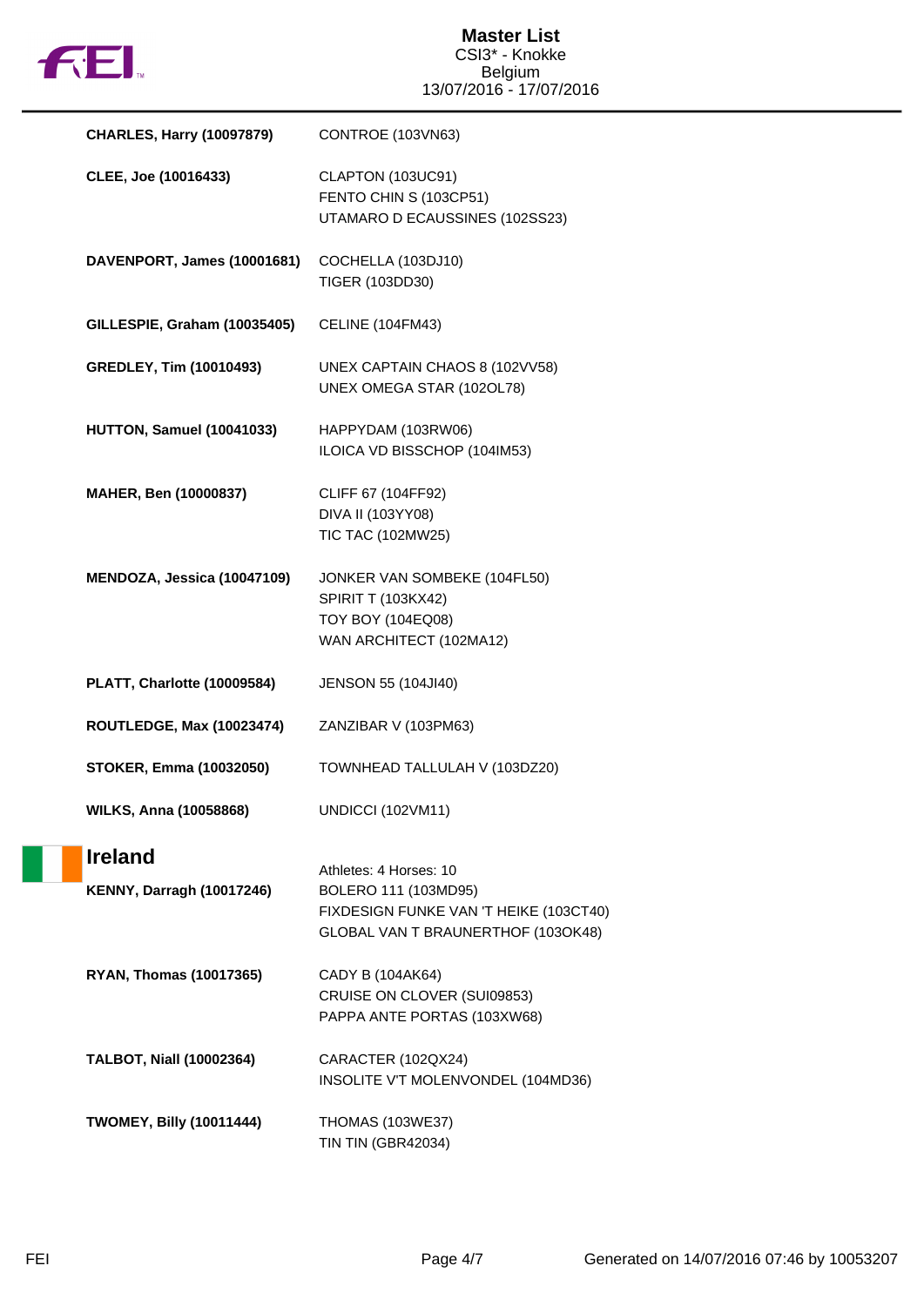| | |
|---|---|
| **CHARLES, Harry (10097879)** | CONTROE (103VN63) |
| **CLEE, Joe (10016433)** | CLAPTON (103UC91)<br>FENTO CHIN S (103CP51)<br>UTAMARO D ECAUSSINES (102SS23) |
| **DAVENPORT, James (10001681)** | COCHELLA (103DJ10)<br>TIGER (103DD30) |
| **GILLESPIE, Graham (10035405)** | CELINE (104FM43) |
| **GREDLEY, Tim (10010493)** | UNEX CAPTAIN CHAOS 8 (102VV58)<br>UNEX OMEGA STAR (102OL78) |
| **HUTTON, Samuel (10041033)** | HAPPYDAM (103RW06)<br>ILOICA VD BISSCHOP (104IM53) |
| **MAHER, Ben (10000837)** | CLIFF 67 (104FF92)<br>DIVA II (103YY08)<br>TIC TAC (102MW25) |
| **MENDOZA, Jessica (10047109)** | JONKER VAN SOMBEKE (104FL50)<br>SPIRIT T (103KX42)<br>TOY BOY (104EQ08)<br>WAN ARCHITECT (102MA12) |
| **PLATT, Charlotte (10009584)** | JENSON 55 (104JI40) |
| **ROUTLEDGE, Max (10023474)** | ZANZIBAR V (103PM63) |
| **STOKER, Emma (10032050)** | TOWNHEAD TALLULAH V (103DZ20) |
| **WILKS, Anna (10058868)** | UNDICCI (102VM11) |

## Ireland

Athletes: 4 Horses: 10

| | |
|---|---|
| **KENNY, Darragh (10017246)** | BOLERO 111 (103MD95)<br>FIXDESIGN FUNKE VAN 'T HEIKE (103CT40)<br>GLOBAL VAN T BRAUNERTHOF (103OK48) |
| **RYAN, Thomas (10017365)** | CADY B (104AK64)<br>CRUISE ON CLOVER (SUI09853)<br>PAPPA ANTE PORTAS (103XW68) |
| **TALBOT, Niall (10002364)** | CARACTER (102QX24)<br>INSOLITE V'T MOLENVONDEL (104MD36) |
| **TWOMEY, Billy (10011444)** | THOMAS (103WE37)<br>TIN TIN (GBR42034) |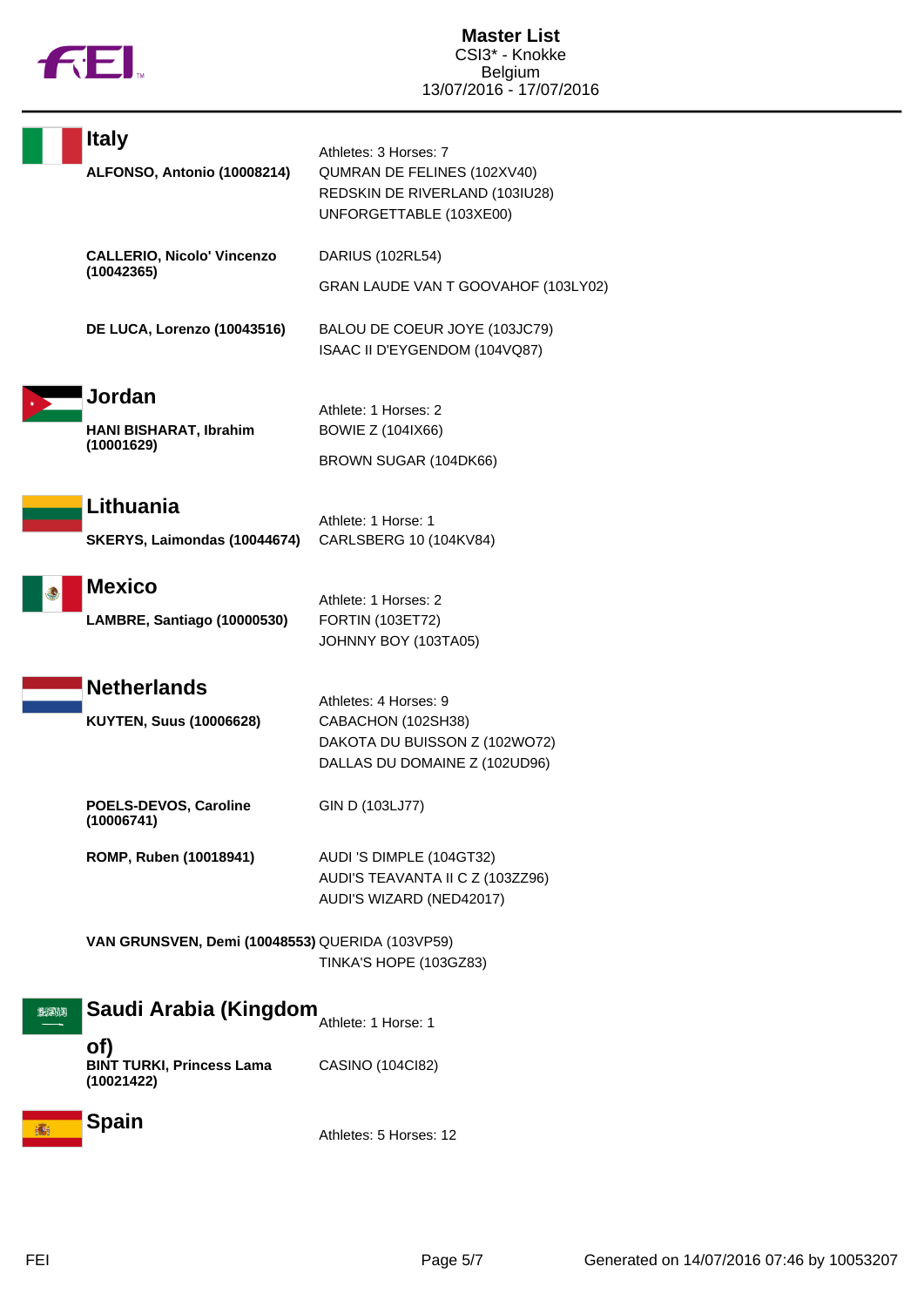# Master List
CSI3* - Knokke
Belgium
13/07/2016 - 17/07/2016

## Italy

Athletes: 3 Horses: 7

| Athlete | Horses |
| --- | --- |
| **ALFONSO, Antonio (10008214)** | QUMRAN DE FELINES (102XV40)<br>REDSKIN DE RIVERLAND (103IU28)<br>UNFORGETTABLE (103XE00) |
| **CALLERIO, Nicolo' Vincenzo (10042365)** | DARIUS (102RL54)<br>GRAN LAUDE VAN T GOOVAHOF (103LY02) |
| **DE LUCA, Lorenzo (10043516)** | BALOU DE COEUR JOYE (103JC79)<br>ISAAC II D'EYGENDOM (104VQ87) |

## Jordan

Athlete: 1 Horses: 2

| Athlete | Horses |
| --- | --- |
| **HANI BISHARAT, Ibrahim (10001629)** | BOWIE Z (104IX66)<br>BROWN SUGAR (104DK66) |

## Lithuania

Athlete: 1 Horse: 1

| Athlete | Horses |
| --- | --- |
| **SKERYS, Laimondas (10044674)** | CARLSBERG 10 (104KV84) |

## Mexico

Athlete: 1 Horses: 2

| Athlete | Horses |
| --- | --- |
| **LAMBRE, Santiago (10000530)** | FORTIN (103ET72)<br>JOHNNY BOY (103TA05) |

## Netherlands

Athletes: 4 Horses: 9

| Athlete | Horses |
| --- | --- |
| **KUYTEN, Suus (10006628)** | CABACHON (102SH38)<br>DAKOTA DU BUISSON Z (102WO72)<br>DALLAS DU DOMAINE Z (102UD96) |
| **POELS-DEVOS, Caroline (10006741)** | GIN D (103LJ77) |
| **ROMP, Ruben (10018941)** | AUDI 'S DIMPLE (104GT32)<br>AUDI'S TEAVANTA II C Z (103ZZ96)<br>AUDI'S WIZARD (NED42017) |
| **VAN GRUNSVEN, Demi (10048553)** | QUERIDA (103VP59)<br>TINKA'S HOPE (103GZ83) |

## Saudi Arabia (Kingdom of)

Athlete: 1 Horse: 1

| Athlete | Horses |
| --- | --- |
| **BINT TURKI, Princess Lama (10021422)** | CASINO (104CI82) |

## Spain

Athletes: 5 Horses: 12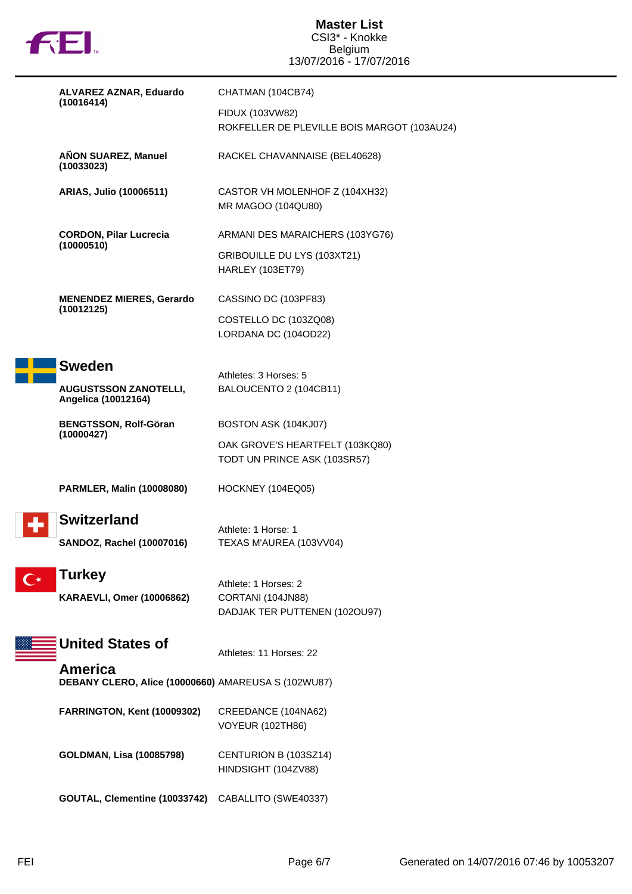# Master List
CSI3* - Knokke
Belgium
13/07/2016 - 17/07/2016

| Athlete | Horses |
|---|---|
| **ALVAREZ AZNAR, Eduardo (10016414)** | CHATMAN (104CB74) |
| | FIDUX (103VW82) |
| | ROKFELLER DE PLEVILLE BOIS MARGOT (103AU24) |
| **AÑON SUAREZ, Manuel (10033023)** | RACKEL CHAVANNAISE (BEL40628) |
| **ARIAS, Julio (10006511)** | CASTOR VH MOLENHOF Z (104XH32) |
| | MR MAGOO (104QU80) |
| **CORDON, Pilar Lucrecia (10000510)** | ARMANI DES MARAICHERS (103YG76) |
| | GRIBOUILLE DU LYS (103XT21) |
| | HARLEY (103ET79) |
| **MENENDEZ MIERES, Gerardo (10012125)** | CASSINO DC (103PF83) |
| | COSTELLO DC (103ZQ08) |
| | LORDANA DC (104OD22) |

## Sweden

Athletes: 3 Horses: 5

| Athlete | Horses |
|---|---|
| **AUGUSTSSON ZANOTELLI, Angelica (10012164)** | BALOUCENTO 2 (104CB11) |
| **BENGTSSON, Rolf-Göran (10000427)** | BOSTON ASK (104KJ07) |
| | OAK GROVE'S HEARTFELT (103KQ80) |
| | TODT UN PRINCE ASK (103SR57) |
| **PARMLER, Malin (10008080)** | HOCKNEY (104EQ05) |

## Switzerland

Athlete: 1 Horse: 1

| Athlete | Horses |
|---|---|
| **SANDOZ, Rachel (10007016)** | TEXAS M'AUREA (103VV04) |

## Turkey

Athlete: 1 Horses: 2

| Athlete | Horses |
|---|---|
| **KARAEVLI, Omer (10006862)** | CORTANI (104JN88) |
| | DADJAK TER PUTTENEN (102OU97) |

## United States of America

Athletes: 11 Horses: 22

| Athlete | Horses |
|---|---|
| **DEBANY CLERO, Alice (10000660)** | AMAREUSA S (102WU87) |
| **FARRINGTON, Kent (10009302)** | CREEDANCE (104NA62) |
| | VOYEUR (102TH86) |
| **GOLDMAN, Lisa (10085798)** | CENTURION B (103SZ14) |
| | HINDSIGHT (104ZV88) |
| **GOUTAL, Clementine (10033742)** | CABALLITO (SWE40337) |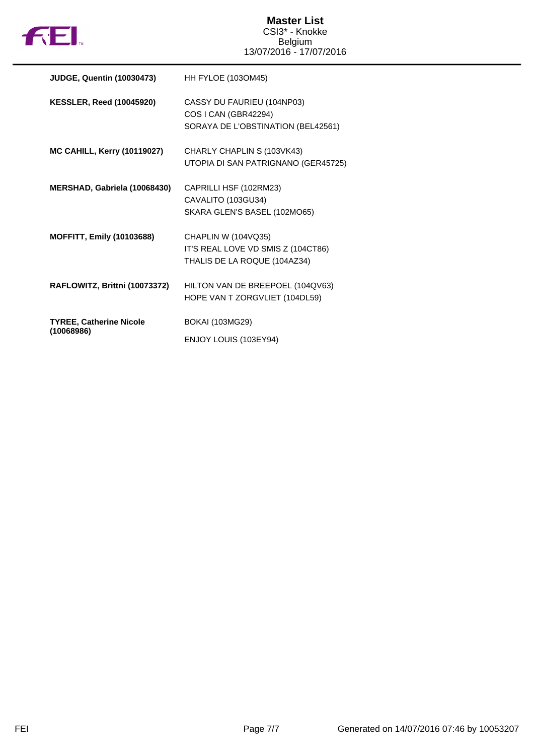**JUDGE, Quentin (10030473)**
HH FYLOE (103OM45)

**KESSLER, Reed (10045920)**
CASSY DU FAURIEU (104NP03)
COS I CAN (GBR42294)
SORAYA DE L'OBSTINATION (BEL42561)

**MC CAHILL, Kerry (10119027)**
CHARLY CHAPLIN S (103VK43)
UTOPIA DI SAN PATRIGNANO (GER45725)

**MERSHAD, Gabriela (10068430)**
CAPRILLI HSF (102RM23)
CAVALITO (103GU34)
SKARA GLEN'S BASEL (102MO65)

**MOFFITT, Emily (10103688)**
CHAPLIN W (104VQ35)
IT'S REAL LOVE VD SMIS Z (104CT86)
THALIS DE LA ROQUE (104AZ34)

**RAFLOWITZ, Brittni (10073372)**
HILTON VAN DE BREEPOEL (104QV63)
HOPE VAN T ZORGVLIET (104DL59)

**TYREE, Catherine Nicole (10068986)**
BOKAI (103MG29)
ENJOY LOUIS (103EY94)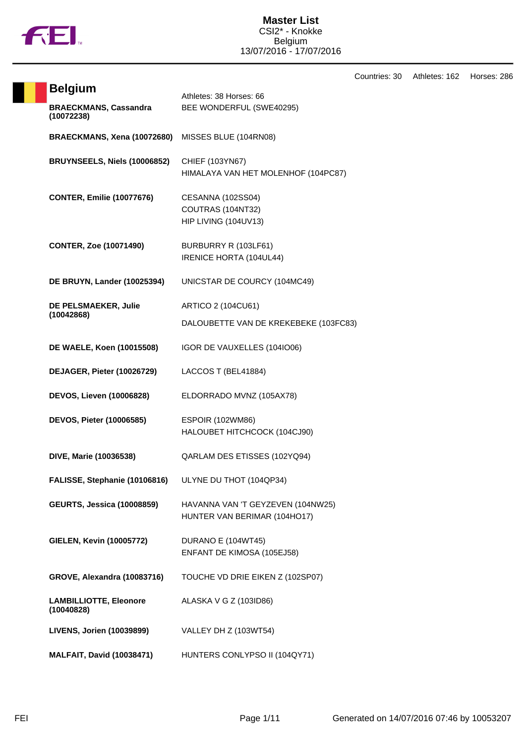# Master List

CSI2* - Knokke
Belgium
13/07/2016 - 17/07/2016

Countries: 30 Athletes: 162 Horses: 286

## Belgium

Athletes: 38 Horses: 66

| Athlete | Horses |
|---|---|
| **BRAECKMANS, Cassandra (10072238)** | BEE WONDERFUL (SWE40295) |
| **BRAECKMANS, Xena (10072680)** | MISSES BLUE (104RN08) |
| **BRUYNSEELS, Niels (10006852)** | CHIEF (103YN67)<br>HIMALAYA VAN HET MOLENHOF (104PC87) |
| **CONTER, Emilie (10077676)** | CESANNA (102SS04)<br>COUTRAS (104NT32)<br>HIP LIVING (104UV13) |
| **CONTER, Zoe (10071490)** | BURBURRY R (103LF61)<br>IRENICE HORTA (104UL44) |
| **DE BRUYN, Lander (10025394)** | UNICSTAR DE COURCY (104MC49) |
| **DE PELSMAEKER, Julie (10042868)** | ARTICO 2 (104CU61)<br>DALOUBETTE VAN DE KREKEBEKE (103FC83) |
| **DE WAELE, Koen (10015508)** | IGOR DE VAUXELLES (104IO06) |
| **DEJAGER, Pieter (10026729)** | LACCOS T (BEL41884) |
| **DEVOS, Lieven (10006828)** | ELDORRADO MVNZ (105AX78) |
| **DEVOS, Pieter (10006585)** | ESPOIR (102WM86)<br>HALOUBET HITCHCOCK (104CJ90) |
| **DIVE, Marie (10036538)** | QARLAM DES ETISSES (102YQ94) |
| **FALISSE, Stephanie (10106816)** | ULYNE DU THOT (104QP34) |
| **GEURTS, Jessica (10008859)** | HAVANNA VAN 'T GEYZEVEN (104NW25)<br>HUNTER VAN BERIMAR (104HO17) |
| **GIELEN, Kevin (10005772)** | DURANO E (104WT45)<br>ENFANT DE KIMOSA (105EJ58) |
| **GROVE, Alexandra (10083716)** | TOUCHE VD DRIE EIKEN Z (102SP07) |
| **LAMBILLIOTTE, Eleonore (10040828)** | ALASKA V G Z (103ID86) |
| **LIVENS, Jorien (10039899)** | VALLEY DH Z (103WT54) |
| **MALFAIT, David (10038471)** | HUNTERS CONLYPSO II (104QY71) |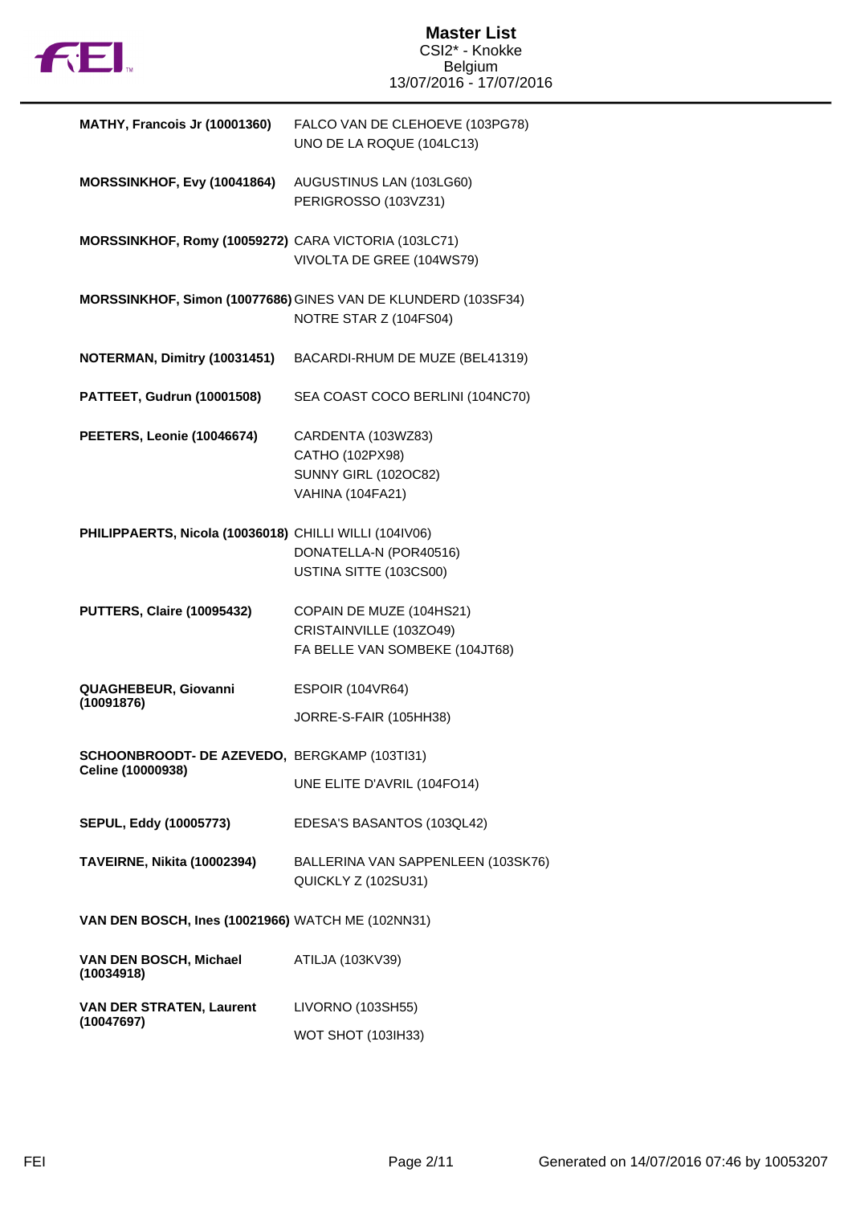# Master List
CSI2* - Knokke
Belgium
13/07/2016 - 17/07/2016

| Rider | Horses |
|---|---|
| **MATHY, Francois Jr (10001360)** | FALCO VAN DE CLEHOEVE (103PG78)<br>UNO DE LA ROQUE (104LC13) |
| **MORSSINKHOF, Evy (10041864)** | AUGUSTINUS LAN (103LG60)<br>PERIGROSSO (103VZ31) |
| **MORSSINKHOF, Romy (10059272)** | CARA VICTORIA (103LC71)<br>VIVOLTA DE GREE (104WS79) |
| **MORSSINKHOF, Simon (10077686)** | GINES VAN DE KLUNDERD (103SF34)<br>NOTRE STAR Z (104FS04) |
| **NOTERMAN, Dimitry (10031451)** | BACARDI-RHUM DE MUZE (BEL41319) |
| **PATTEET, Gudrun (10001508)** | SEA COAST COCO BERLINI (104NC70) |
| **PEETERS, Leonie (10046674)** | CARDENTA (103WZ83)<br>CATHO (102PX98)<br>SUNNY GIRL (102OC82)<br>VAHINA (104FA21) |
| **PHILIPPAERTS, Nicola (10036018)** | CHILLI WILLI (104IV06)<br>DONATELLA-N (POR40516)<br>USTINA SITTE (103CS00) |
| **PUTTERS, Claire (10095432)** | COPAIN DE MUZE (104HS21)<br>CRISTAINVILLE (103ZO49)<br>FA BELLE VAN SOMBEKE (104JT68) |
| **QUAGHEBEUR, Giovanni (10091876)** | ESPOIR (104VR64)<br>JORRE-S-FAIR (105HH38) |
| **SCHOONBROODT- DE AZEVEDO, Celine (10000938)** | BERGKAMP (103TI31)<br>UNE ELITE D'AVRIL (104FO14) |
| **SEPUL, Eddy (10005773)** | EDESA'S BASANTOS (103QL42) |
| **TAVEIRNE, Nikita (10002394)** | BALLERINA VAN SAPPENLEEN (103SK76)<br>QUICKLY Z (102SU31) |
| **VAN DEN BOSCH, Ines (10021966)** | WATCH ME (102NN31) |
| **VAN DEN BOSCH, Michael (10034918)** | ATILJA (103KV39) |
| **VAN DER STRATEN, Laurent (10047697)** | LIVORNO (103SH55)<br>WOT SHOT (103IH33) |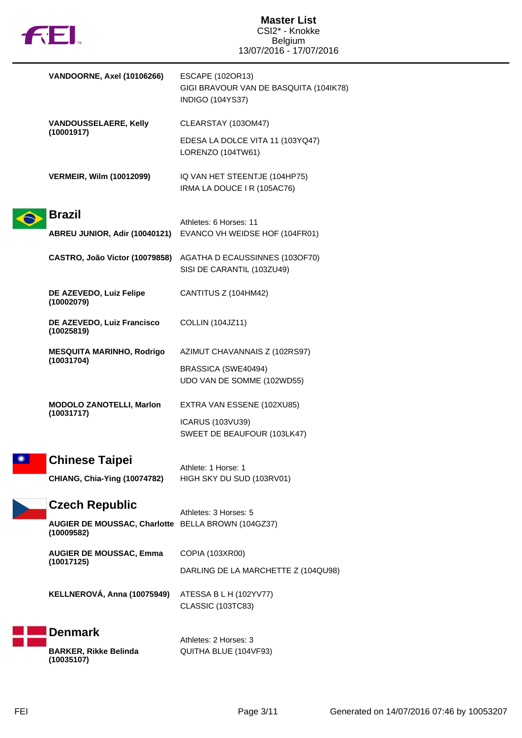| Athlete | Horses |
|---|---|
| **VANDOORNE, Axel (10106266)** | ESCAPE (102OR13) |
| | GIGI BRAVOUR VAN DE BASQUITA (104IK78) |
| | INDIGO (104YS37) |
| **VANDOUSSELAERE, Kelly (10001917)** | CLEARSTAY (103OM47) |
| | EDESA LA DOLCE VITA 11 (103YQ47) |
| | LORENZO (104TW61) |
| **VERMEIR, Wilm (10012099)** | IQ VAN HET STEENTJE (104HP75) |
| | IRMA LA DOUCE I R (105AC76) |

## Brazil

Athletes: 6 Horses: 11

| Athlete | Horses |
|---|---|
| **ABREU JUNIOR, Adir (10040121)** | EVANCO VH WEIDSE HOF (104FR01) |
| **CASTRO, João Victor (10079858)** | AGATHA D ECAUSSINNES (103OF70) |
| | SISI DE CARANTIL (103ZU49) |
| **DE AZEVEDO, Luiz Felipe (10002079)** | CANTITUS Z (104HM42) |
| **DE AZEVEDO, Luiz Francisco (10025819)** | COLLIN (104JZ11) |
| **MESQUITA MARINHO, Rodrigo (10031704)** | AZIMUT CHAVANNAIS Z (102RS97) |
| | BRASSICA (SWE40494) |
| | UDO VAN DE SOMME (102WD55) |
| **MODOLO ZANOTELLI, Marlon (10031717)** | EXTRA VAN ESSENE (102XU85) |
| | ICARUS (103VU39) |
| | SWEET DE BEAUFOUR (103LK47) |

## Chinese Taipei

Athlete: 1 Horse: 1

| Athlete | Horses |
|---|---|
| **CHIANG, Chia-Ying (10074782)** | HIGH SKY DU SUD (103RV01) |

## Czech Republic

Athletes: 3 Horses: 5

| Athlete | Horses |
|---|---|
| **AUGIER DE MOUSSAC, Charlotte (10009582)** | BELLA BROWN (104GZ37) |
| **AUGIER DE MOUSSAC, Emma (10017125)** | COPIA (103XR00) |
| | DARLING DE LA MARCHETTE Z (104QU98) |
| **KELLNEROVÁ, Anna (10075949)** | ATESSA B L H (102YV77) |
| | CLASSIC (103TC83) |

## Denmark

Athletes: 2 Horses: 3

| Athlete | Horses |
|---|---|
| **BARKER, Rikke Belinda (10035107)** | QUITHA BLUE (104VF93) |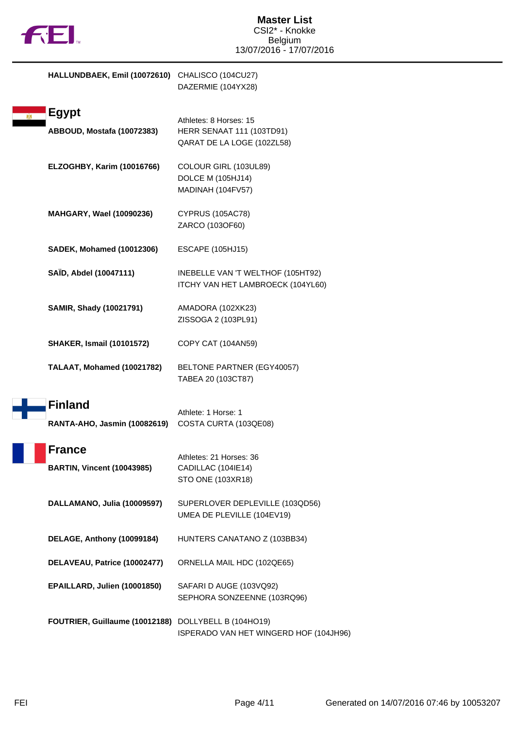# Master List

CSI2* - Knokke
Belgium
13/07/2016 - 17/07/2016

**HALLUNDBAEK, Emil (10072610)** CHALISCO (104CU27)
DAZERMIE (104YX28)

## Egypt

Athletes: 8 Horses: 15

**ABBOUD, Mostafa (10072383)** HERR SENAAT 111 (103TD91)
QARAT DE LA LOGE (102ZL58)

**ELZOGHBY, Karim (10016766)** COLOUR GIRL (103UL89)
DOLCE M (105HJ14)
MADINAH (104FV57)

**MAHGARY, Wael (10090236)** CYPRUS (105AC78)
ZARCO (103OF60)

**SADEK, Mohamed (10012306)** ESCAPE (105HJ15)

**SAÏD, Abdel (10047111)** INEBELLE VAN 'T WELTHOF (105HT92)
ITCHY VAN HET LAMBROECK (104YL60)

**SAMIR, Shady (10021791)** AMADORA (102XK23)
ZISSOGA 2 (103PL91)

**SHAKER, Ismail (10101572)** COPY CAT (104AN59)

**TALAAT, Mohamed (10021782)** BELTONE PARTNER (EGY40057)
TABEA 20 (103CT87)

## Finland

Athlete: 1 Horse: 1

**RANTA-AHO, Jasmin (10082619)** COSTA CURTA (103QE08)

## France

Athletes: 21 Horses: 36

**BARTIN, Vincent (10043985)** CADILLAC (104IE14)
STO ONE (103XR18)

**DALLAMANO, Julia (10009597)** SUPERLOVER DEPLEVILLE (103QD56)
UMEA DE PLEVILLE (104EV19)

**DELAGE, Anthony (10099184)** HUNTERS CANATANO Z (103BB34)

**DELAVEAU, Patrice (10002477)** ORNELLA MAIL HDC (102QE65)

**EPAILLARD, Julien (10001850)** SAFARI D AUGE (103VQ92)
SEPHORA SONZEENNE (103RQ96)

**FOUTRIER, Guillaume (10012188)** DOLLYBELL B (104HO19)
ISPERADO VAN HET WINGERD HOF (104JH96)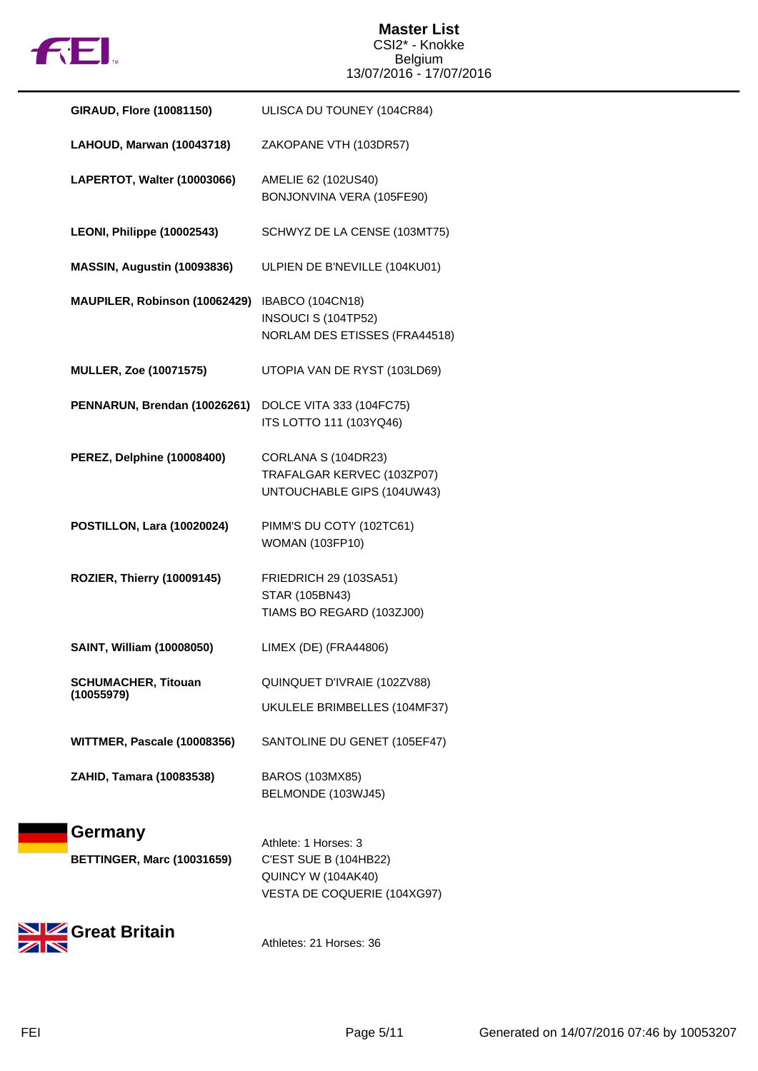| Athlete | Horses |
|---|---|
| **GIRAUD, Flore (10081150)** | ULISCA DU TOUNEY (104CR84) |
| **LAHOUD, Marwan (10043718)** | ZAKOPANE VTH (103DR57) |
| **LAPERTOT, Walter (10003066)** | AMELIE 62 (102US40)<br>BONJONVINA VERA (105FE90) |
| **LEONI, Philippe (10002543)** | SCHWYZ DE LA CENSE (103MT75) |
| **MASSIN, Augustin (10093836)** | ULPIEN DE B'NEVILLE (104KU01) |
| **MAUPILER, Robinson (10062429)** | IBABCO (104CN18)<br>INSOUCI S (104TP52)<br>NORLAM DES ETISSES (FRA44518) |
| **MULLER, Zoe (10071575)** | UTOPIA VAN DE RYST (103LD69) |
| **PENNARUN, Brendan (10026261)** | DOLCE VITA 333 (104FC75)<br>ITS LOTTO 111 (103YQ46) |
| **PEREZ, Delphine (10008400)** | CORLANA S (104DR23)<br>TRAFALGAR KERVEC (103ZP07)<br>UNTOUCHABLE GIPS (104UW43) |
| **POSTILLON, Lara (10020024)** | PIMM'S DU COTY (102TC61)<br>WOMAN (103FP10) |
| **ROZIER, Thierry (10009145)** | FRIEDRICH 29 (103SA51)<br>STAR (105BN43)<br>TIAMS BO REGARD (103ZJ00) |
| **SAINT, William (10008050)** | LIMEX (DE) (FRA44806) |
| **SCHUMACHER, Titouan (10055979)** | QUINQUET D'IVRAIE (102ZV88)<br>UKULELE BRIMBELLES (104MF37) |
| **WITTMER, Pascale (10008356)** | SANTOLINE DU GENET (105EF47) |
| **ZAHID, Tamara (10083538)** | BAROS (103MX85)<br>BELMONDE (103WJ45) |

## Germany

Athlete: 1 Horses: 3

| Athlete | Horses |
|---|---|
| **BETTINGER, Marc (10031659)** | C'EST SUE B (104HB22)<br>QUINCY W (104AK40)<br>VESTA DE COQUERIE (104XG97) |

## Great Britain

Athletes: 21 Horses: 36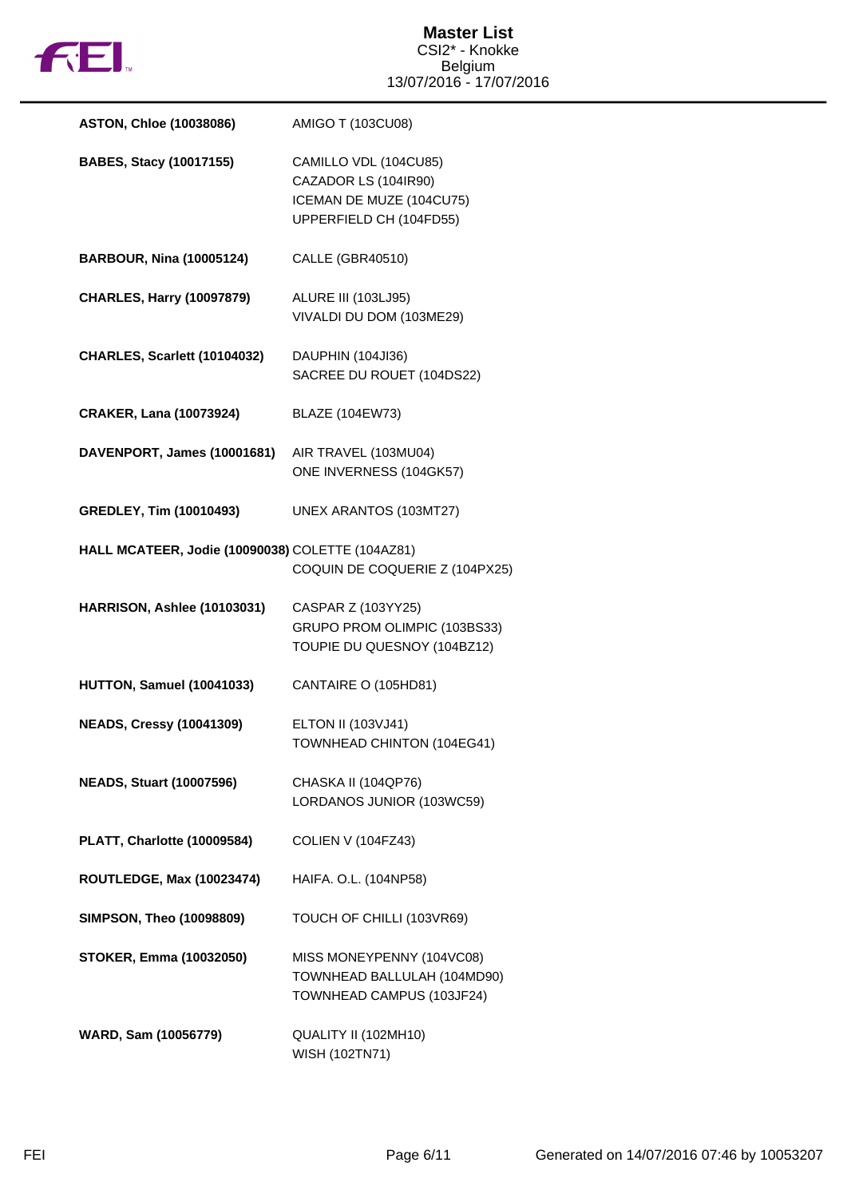# Master List

CSI2* - Knokke
Belgium
13/07/2016 - 17/07/2016

| Rider | Horses |
|---|---|
| **ASTON, Chloe (10038086)** | AMIGO T (103CU08) |
| **BABES, Stacy (10017155)** | CAMILLO VDL (104CU85)<br>CAZADOR LS (104IR90)<br>ICEMAN DE MUZE (104CU75)<br>UPPERFIELD CH (104FD55) |
| **BARBOUR, Nina (10005124)** | CALLE (GBR40510) |
| **CHARLES, Harry (10097879)** | ALURE III (103LJ95)<br>VIVALDI DU DOM (103ME29) |
| **CHARLES, Scarlett (10104032)** | DAUPHIN (104JI36)<br>SACREE DU ROUET (104DS22) |
| **CRAKER, Lana (10073924)** | BLAZE (104EW73) |
| **DAVENPORT, James (10001681)** | AIR TRAVEL (103MU04)<br>ONE INVERNESS (104GK57) |
| **GREDLEY, Tim (10010493)** | UNEX ARANTOS (103MT27) |
| **HALL MCATEER, Jodie (10090038)** | COLETTE (104AZ81)<br>COQUIN DE COQUERIE Z (104PX25) |
| **HARRISON, Ashlee (10103031)** | CASPAR Z (103YY25)<br>GRUPO PROM OLIMPIC (103BS33)<br>TOUPIE DU QUESNOY (104BZ12) |
| **HUTTON, Samuel (10041033)** | CANTAIRE O (105HD81) |
| **NEADS, Cressy (10041309)** | ELTON II (103VJ41)<br>TOWNHEAD CHINTON (104EG41) |
| **NEADS, Stuart (10007596)** | CHASKA II (104QP76)<br>LORDANOS JUNIOR (103WC59) |
| **PLATT, Charlotte (10009584)** | COLIEN V (104FZ43) |
| **ROUTLEDGE, Max (10023474)** | HAIFA. O.L. (104NP58) |
| **SIMPSON, Theo (10098809)** | TOUCH OF CHILLI (103VR69) |
| **STOKER, Emma (10032050)** | MISS MONEYPENNY (104VC08)<br>TOWNHEAD BALLULAH (104MD90)<br>TOWNHEAD CAMPUS (103JF24) |
| **WARD, Sam (10056779)** | QUALITY II (102MH10)<br>WISH (102TN71) |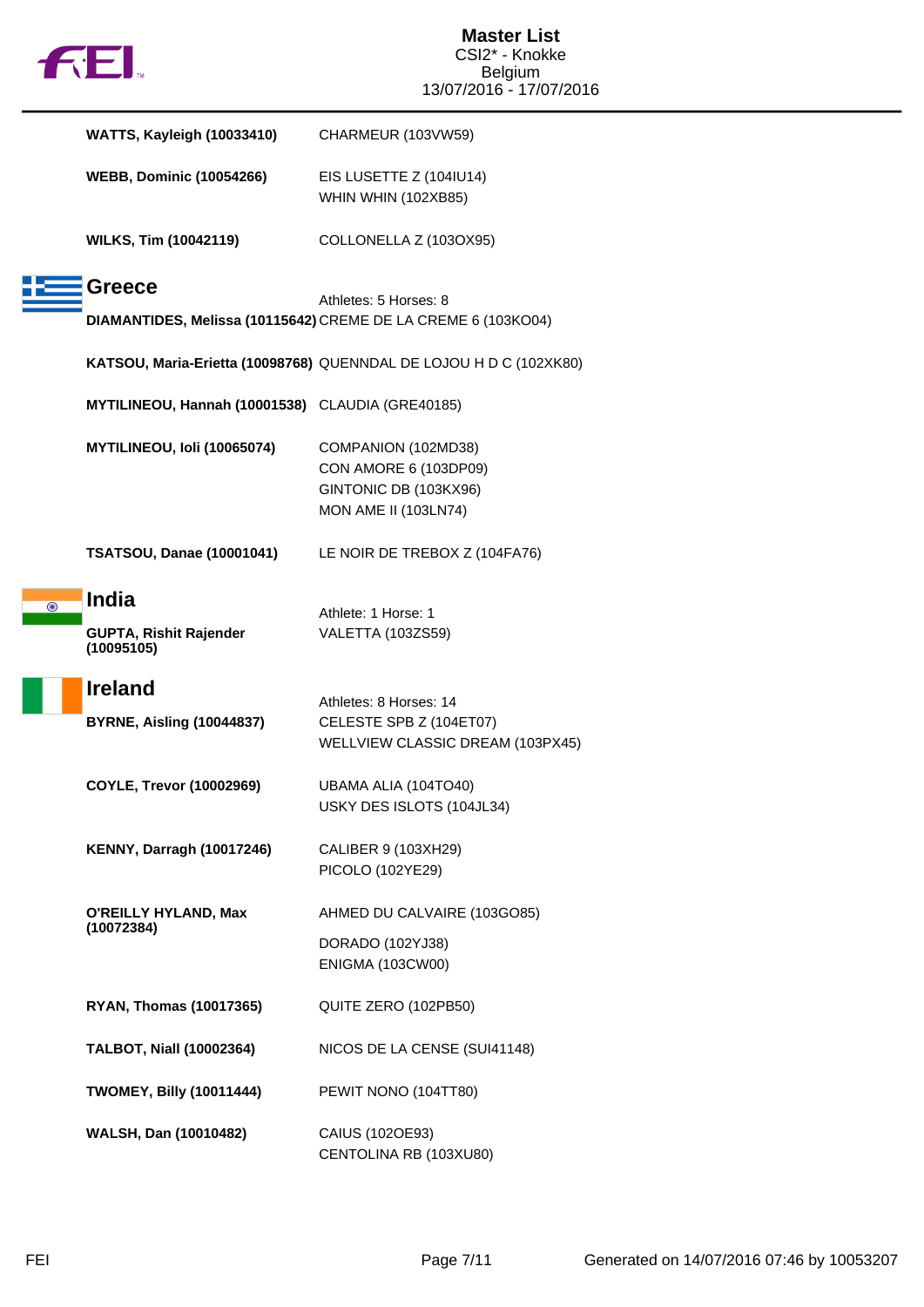| Athlete | Horse(s) |
| --- | --- |
| **WATTS, Kayleigh (10033410)** | CHARMEUR (103VW59) |
| **WEBB, Dominic (10054266)** | EIS LUSETTE Z (104IU14)<br>WHIN WHIN (102XB85) |
| **WILKS, Tim (10042119)** | COLLONELLA Z (103OX95) |

## Greece

Athletes: 5 Horses: 8

| Athlete | Horse(s) |
| --- | --- |
| **DIAMANTIDES, Melissa (10115642)** | CREME DE LA CREME 6 (103KO04) |
| **KATSOU, Maria-Erietta (10098768)** | QUENNDAL DE LOJOU H D C (102XK80) |
| **MYTILINEOU, Hannah (10001538)** | CLAUDIA (GRE40185) |
| **MYTILINEOU, Ioli (10065074)** | COMPANION (102MD38)<br>CON AMORE 6 (103DP09)<br>GINTONIC DB (103KX96)<br>MON AME II (103LN74) |
| **TSATSOU, Danae (10001041)** | LE NOIR DE TREBOX Z (104FA76) |

## India

Athlete: 1 Horse: 1

| Athlete | Horse(s) |
| --- | --- |
| **GUPTA, Rishit Rajender (10095105)** | VALETTA (103ZS59) |

## Ireland

Athletes: 8 Horses: 14

| Athlete | Horse(s) |
| --- | --- |
| **BYRNE, Aisling (10044837)** | CELESTE SPB Z (104ET07)<br>WELLVIEW CLASSIC DREAM (103PX45) |
| **COYLE, Trevor (10002969)** | UBAMA ALIA (104TO40)<br>USKY DES ISLOTS (104JL34) |
| **KENNY, Darragh (10017246)** | CALIBER 9 (103XH29)<br>PICOLO (102YE29) |
| **O'REILLY HYLAND, Max (10072384)** | AHMED DU CALVAIRE (103GO85)<br>DORADO (102YJ38)<br>ENIGMA (103CW00) |
| **RYAN, Thomas (10017365)** | QUITE ZERO (102PB50) |
| **TALBOT, Niall (10002364)** | NICOS DE LA CENSE (SUI41148) |
| **TWOMEY, Billy (10011444)** | PEWIT NONO (104TT80) |
| **WALSH, Dan (10010482)** | CAIUS (102OE93)<br>CENTOLINA RB (103XU80) |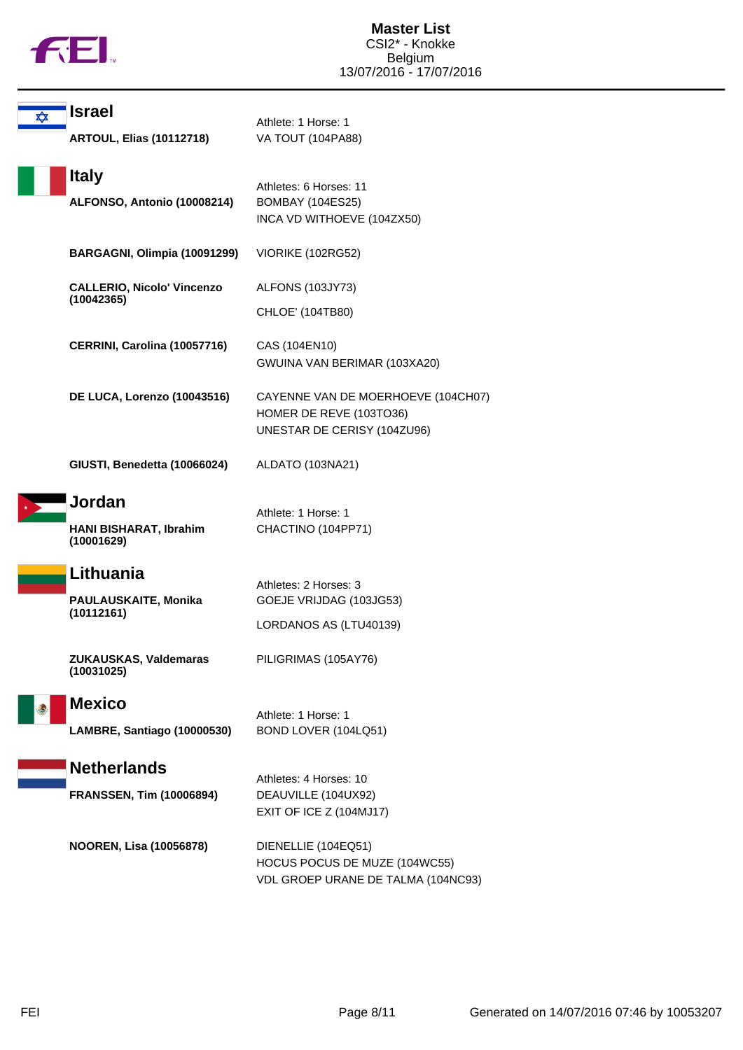# Master List
CSI2* - Knokke
Belgium
13/07/2016 - 17/07/2016

## Israel

Athlete: 1 Horse: 1

| Athlete | Horses |
|---|---|
| **ARTOUL, Elias (10112718)** | VA TOUT (104PA88) |

## Italy

Athletes: 6 Horses: 11

| Athlete | Horses |
|---|---|
| **ALFONSO, Antonio (10008214)** | BOMBAY (104ES25)<br>INCA VD WITHOEVE (104ZX50) |
| **BARGAGNI, Olimpia (10091299)** | VIORIKE (102RG52) |
| **CALLERIO, Nicolo' Vincenzo (10042365)** | ALFONS (103JY73)<br>CHLOE' (104TB80) |
| **CERRINI, Carolina (10057716)** | CAS (104EN10)<br>GWUINA VAN BERIMAR (103XA20) |
| **DE LUCA, Lorenzo (10043516)** | CAYENNE VAN DE MOERHOEVE (104CH07)<br>HOMER DE REVE (103TO36)<br>UNESTAR DE CERISY (104ZU96) |
| **GIUSTI, Benedetta (10066024)** | ALDATO (103NA21) |

## Jordan

Athlete: 1 Horse: 1

| Athlete | Horses |
|---|---|
| **HANI BISHARAT, Ibrahim (10001629)** | CHACTINO (104PP71) |

## Lithuania

Athletes: 2 Horses: 3

| Athlete | Horses |
|---|---|
| **PAULAUSKAITE, Monika (10112161)** | GOEJE VRIJDAG (103JG53)<br>LORDANOS AS (LTU40139) |
| **ZUKAUSKAS, Valdemaras (10031025)** | PILIGRIMAS (105AY76) |

## Mexico

Athlete: 1 Horse: 1

| Athlete | Horses |
|---|---|
| **LAMBRE, Santiago (10000530)** | BOND LOVER (104LQ51) |

## Netherlands

Athletes: 4 Horses: 10

| Athlete | Horses |
|---|---|
| **FRANSSEN, Tim (10006894)** | DEAUVILLE (104UX92)<br>EXIT OF ICE Z (104MJ17) |
| **NOOREN, Lisa (10056878)** | DIENELLIE (104EQ51)<br>HOCUS POCUS DE MUZE (104WC55)<br>VDL GROEP URANE DE TALMA (104NC93) |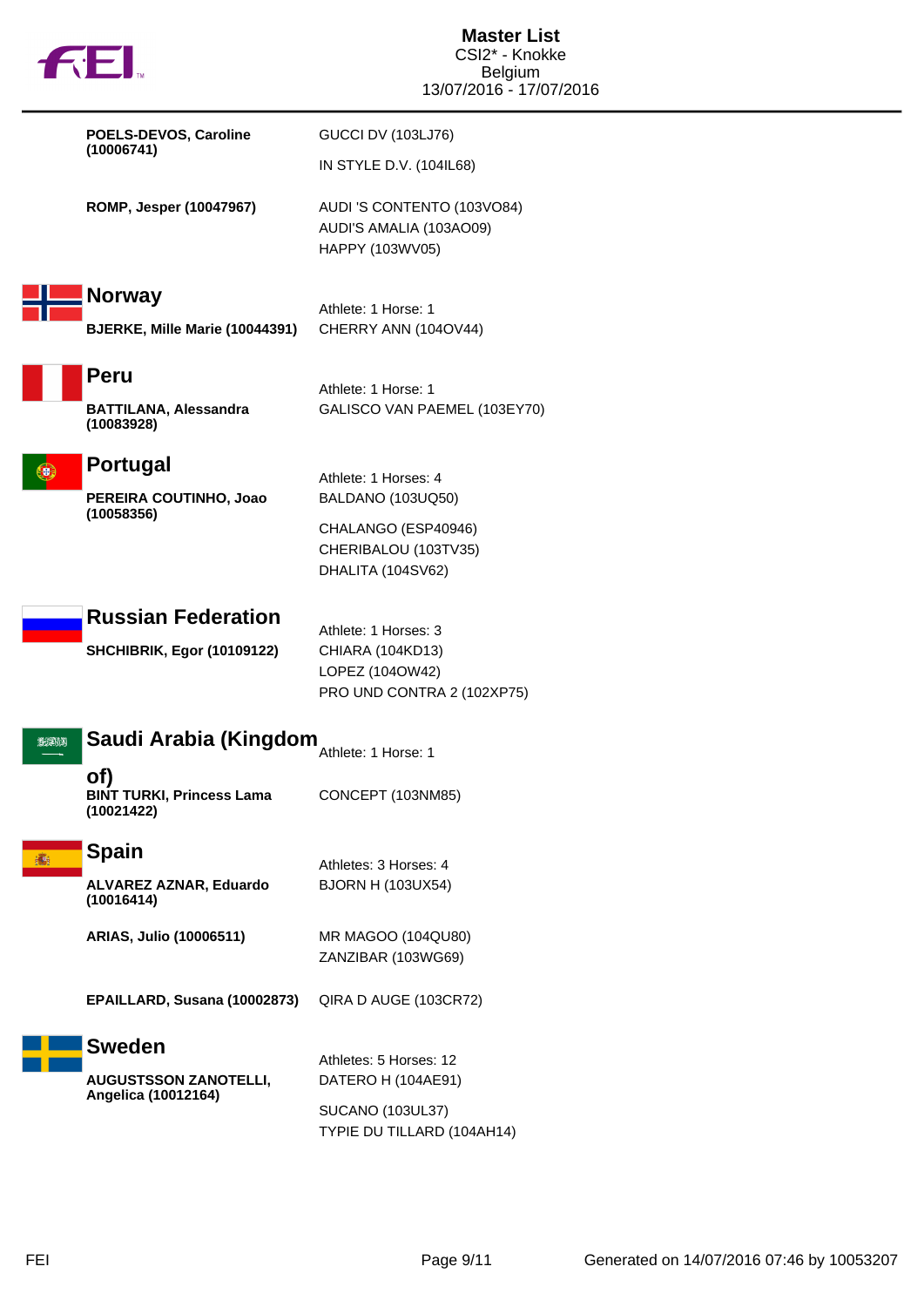| | |
|---|---|
| **POELS-DEVOS, Caroline (10006741)** | GUCCI DV (103LJ76) |
| | IN STYLE D.V. (104IL68) |
| **ROMP, Jesper (10047967)** | AUDI 'S CONTENTO (103VO84) |
| | AUDI'S AMALIA (103AO09) |
| | HAPPY (103WV05) |

## Norway

Athlete: 1 Horse: 1

| | |
|---|---|
| **BJERKE, Mille Marie (10044391)** | CHERRY ANN (104OV44) |

## Peru

Athlete: 1 Horse: 1

| | |
|---|---|
| **BATTILANA, Alessandra (10083928)** | GALISCO VAN PAEMEL (103EY70) |

## Portugal

Athlete: 1 Horses: 4

| | |
|---|---|
| **PEREIRA COUTINHO, Joao (10058356)** | BALDANO (103UQ50) |
| | CHALANGO (ESP40946) |
| | CHERIBALOU (103TV35) |
| | DHALITA (104SV62) |

## Russian Federation

Athlete: 1 Horses: 3

| | |
|---|---|
| **SHCHIBRIK, Egor (10109122)** | CHIARA (104KD13) |
| | LOPEZ (104OW42) |
| | PRO UND CONTRA 2 (102XP75) |

## Saudi Arabia (Kingdom of)

Athlete: 1 Horse: 1

| | |
|---|---|
| **BINT TURKI, Princess Lama (10021422)** | CONCEPT (103NM85) |

## Spain

Athletes: 3 Horses: 4

| | |
|---|---|
| **ALVAREZ AZNAR, Eduardo (10016414)** | BJORN H (103UX54) |
| **ARIAS, Julio (10006511)** | MR MAGOO (104QU80) |
| | ZANZIBAR (103WG69) |
| **EPAILLARD, Susana (10002873)** | QIRA D AUGE (103CR72) |

## Sweden

Athletes: 5 Horses: 12

| | |
|---|---|
| **AUGUSTSSON ZANOTELLI, Angelica (10012164)** | DATERO H (104AE91) |
| | SUCANO (103UL37) |
| | TYPIE DU TILLARD (104AH14) |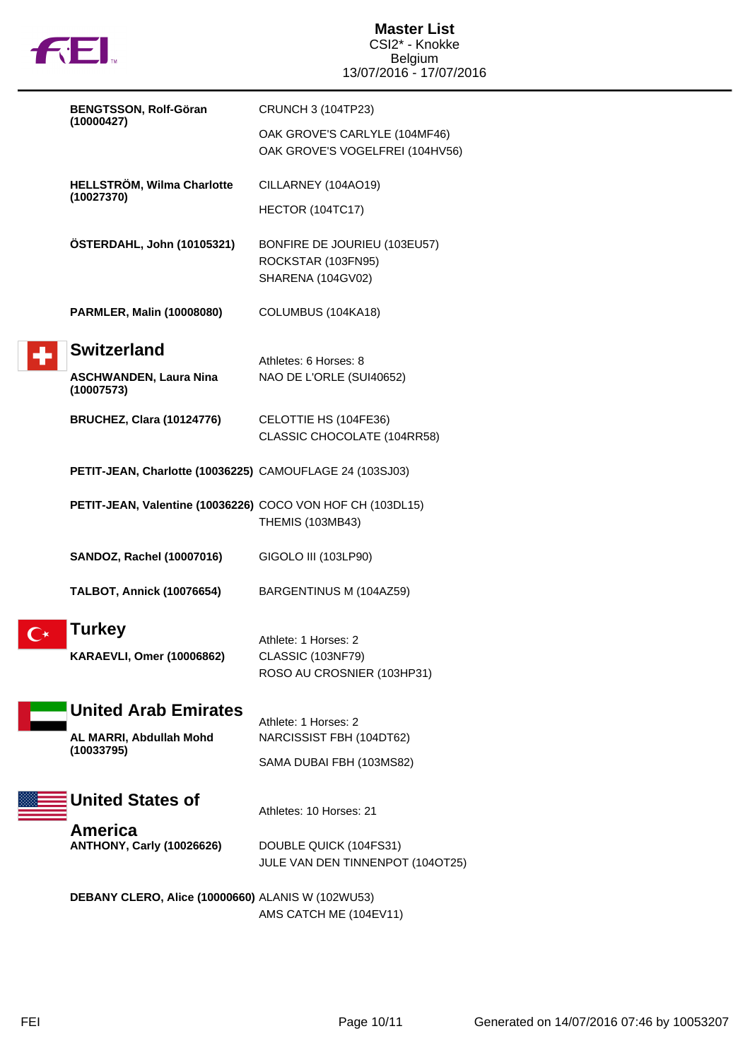**Master List**
CSI2* - Knokke
Belgium
13/07/2016 - 17/07/2016

| Athlete | Horses |
| --- | --- |
| **BENGTSSON, Rolf-Göran (10000427)** | CRUNCH 3 (104TP23)<br>OAK GROVE'S CARLYLE (104MF46)<br>OAK GROVE'S VOGELFREI (104HV56) |
| **HELLSTRÖM, Wilma Charlotte (10027370)** | CILLARNEY (104AO19)<br>HECTOR (104TC17) |
| **ÖSTERDAHL, John (10105321)** | BONFIRE DE JOURIEU (103EU57)<br>ROCKSTAR (103FN95)<br>SHARENA (104GV02) |
| **PARMLER, Malin (10008080)** | COLUMBUS (104KA18) |

## Switzerland

Athletes: 6 Horses: 8

| Athlete | Horses |
| --- | --- |
| **ASCHWANDEN, Laura Nina (10007573)** | NAO DE L'ORLE (SUI40652) |
| **BRUCHEZ, Clara (10124776)** | CELOTTIE HS (104FE36)<br>CLASSIC CHOCOLATE (104RR58) |
| **PETIT-JEAN, Charlotte (10036225)** | CAMOUFLAGE 24 (103SJ03) |
| **PETIT-JEAN, Valentine (10036226)** | COCO VON HOF CH (103DL15)<br>THEMIS (103MB43) |
| **SANDOZ, Rachel (10007016)** | GIGOLO III (103LP90) |
| **TALBOT, Annick (10076654)** | BARGENTINUS M (104AZ59) |

## Turkey

Athlete: 1 Horses: 2

| Athlete | Horses |
| --- | --- |
| **KARAEVLI, Omer (10006862)** | CLASSIC (103NF79)<br>ROSO AU CROSNIER (103HP31) |

## United Arab Emirates

Athlete: 1 Horses: 2

| Athlete | Horses |
| --- | --- |
| **AL MARRI, Abdullah Mohd (10033795)** | NARCISSIST FBH (104DT62)<br>SAMA DUBAI FBH (103MS82) |

## United States of America

Athletes: 10 Horses: 21

| Athlete | Horses |
| --- | --- |
| **ANTHONY, Carly (10026626)** | DOUBLE QUICK (104FS31)<br>JULE VAN DEN TINNENPOT (104OT25) |
| **DEBANY CLERO, Alice (10000660)** | ALANIS W (102WU53)<br>AMS CATCH ME (104EV11) |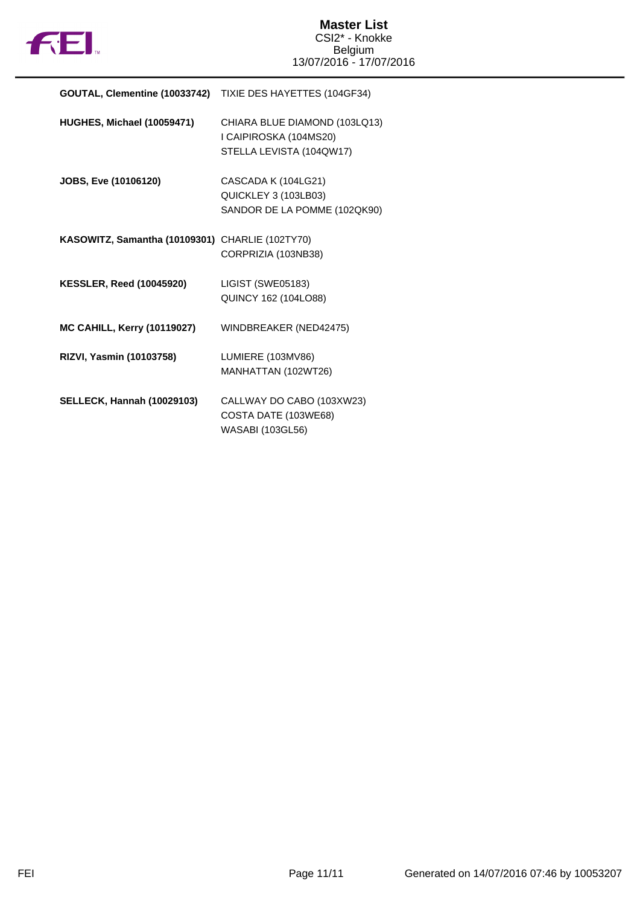| | |
|---|---|
| **GOUTAL, Clementine (10033742)** | TIXIE DES HAYETTES (104GF34) |
| **HUGHES, Michael (10059471)** | CHIARA BLUE DIAMOND (103LQ13)<br>I CAIPIROSKA (104MS20)<br>STELLA LEVISTA (104QW17) |
| **JOBS, Eve (10106120)** | CASCADA K (104LG21)<br>QUICKLEY 3 (103LB03)<br>SANDOR DE LA POMME (102QK90) |
| **KASOWITZ, Samantha (10109301)** | CHARLIE (102TY70)<br>CORPRIZIA (103NB38) |
| **KESSLER, Reed (10045920)** | LIGIST (SWE05183)<br>QUINCY 162 (104LO88) |
| **MC CAHILL, Kerry (10119027)** | WINDBREAKER (NED42475) |
| **RIZVI, Yasmin (10103758)** | LUMIERE (103MV86)<br>MANHATTAN (102WT26) |
| **SELLECK, Hannah (10029103)** | CALLWAY DO CABO (103XW23)<br>COSTA DATE (103WE68)<br>WASABI (103GL56) |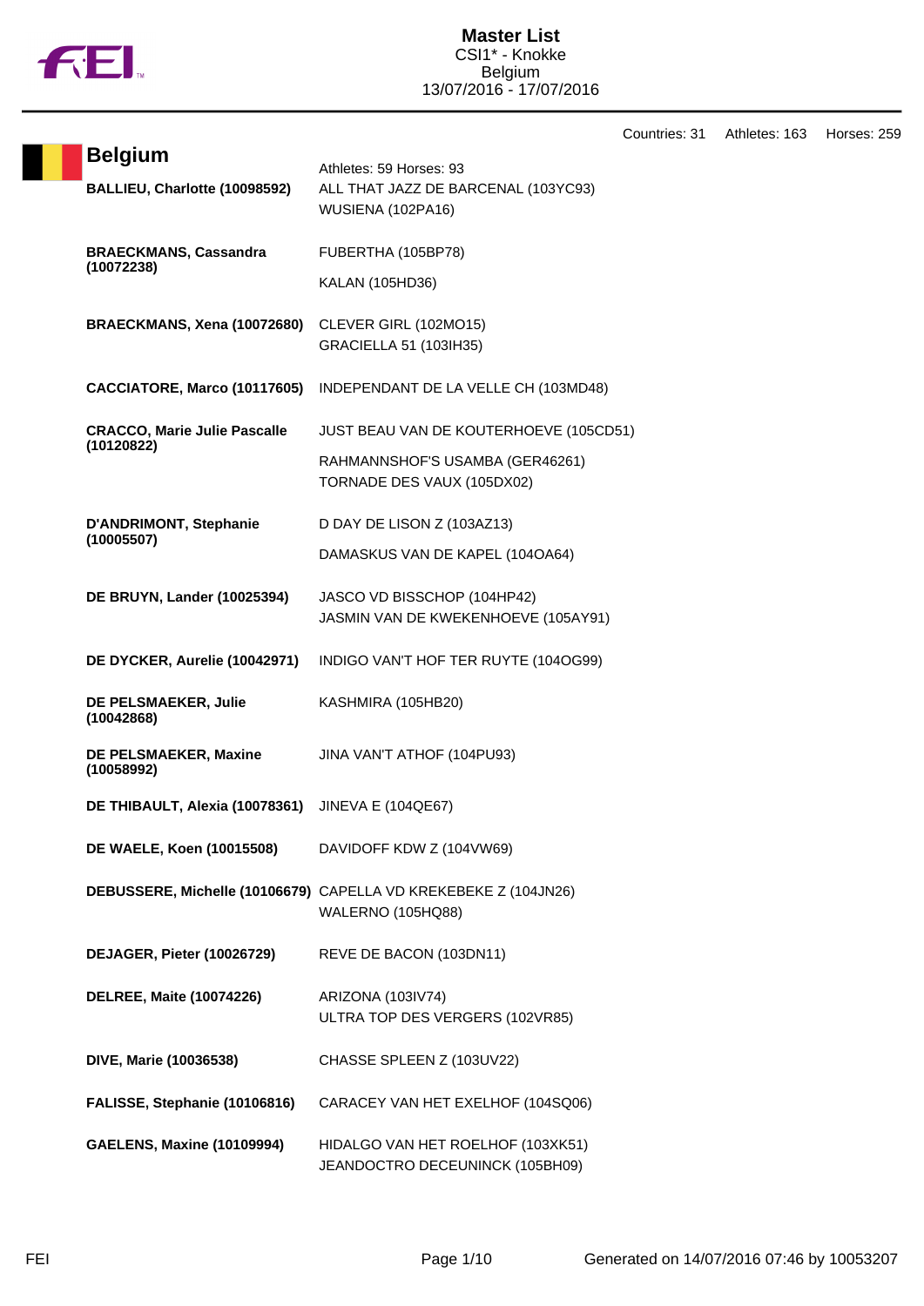# Master List

CSI1* - Knokke
Belgium
13/07/2016 - 17/07/2016

Countries: 31 Athletes: 163 Horses: 259

## Belgium

Athletes: 59 Horses: 93

| Athlete | Horses |
|---|---|
| **BALLIEU, Charlotte (10098592)** | ALL THAT JAZZ DE BARCENAL (103YC93)<br>WUSIENA (102PA16) |
| **BRAECKMANS, Cassandra (10072238)** | FUBERTHA (105BP78)<br>KALAN (105HD36) |
| **BRAECKMANS, Xena (10072680)** | CLEVER GIRL (102MO15)<br>GRACIELLA 51 (103IH35) |
| **CACCIATORE, Marco (10117605)** | INDEPENDANT DE LA VELLE CH (103MD48) |
| **CRACCO, Marie Julie Pascalle (10120822)** | JUST BEAU VAN DE KOUTERHOEVE (105CD51)<br>RAHMANNSHOF'S USAMBA (GER46261)<br>TORNADE DES VAUX (105DX02) |
| **D'ANDRIMONT, Stephanie (10005507)** | D DAY DE LISON Z (103AZ13)<br>DAMASKUS VAN DE KAPEL (104OA64) |
| **DE BRUYN, Lander (10025394)** | JASCO VD BISSCHOP (104HP42)<br>JASMIN VAN DE KWEKENHOEVE (105AY91) |
| **DE DYCKER, Aurelie (10042971)** | INDIGO VAN'T HOF TER RUYTE (104OG99) |
| **DE PELSMAEKER, Julie (10042868)** | KASHMIRA (105HB20) |
| **DE PELSMAEKER, Maxine (10058992)** | JINA VAN'T ATHOF (104PU93) |
| **DE THIBAULT, Alexia (10078361)** | JINEVA E (104QE67) |
| **DE WAELE, Koen (10015508)** | DAVIDOFF KDW Z (104VW69) |
| **DEBUSSERE, Michelle (10106679)** | CAPELLA VD KREKEBEKE Z (104JN26)<br>WALERNO (105HQ88) |
| **DEJAGER, Pieter (10026729)** | REVE DE BACON (103DN11) |
| **DELREE, Maite (10074226)** | ARIZONA (103IV74)<br>ULTRA TOP DES VERGERS (102VR85) |
| **DIVE, Marie (10036538)** | CHASSE SPLEEN Z (103UV22) |
| **FALISSE, Stephanie (10106816)** | CARACEY VAN HET EXELHOF (104SQ06) |
| **GAELENS, Maxine (10109994)** | HIDALGO VAN HET ROELHOF (103XK51)<br>JEANDOCTRO DECEUNINCK (105BH09) |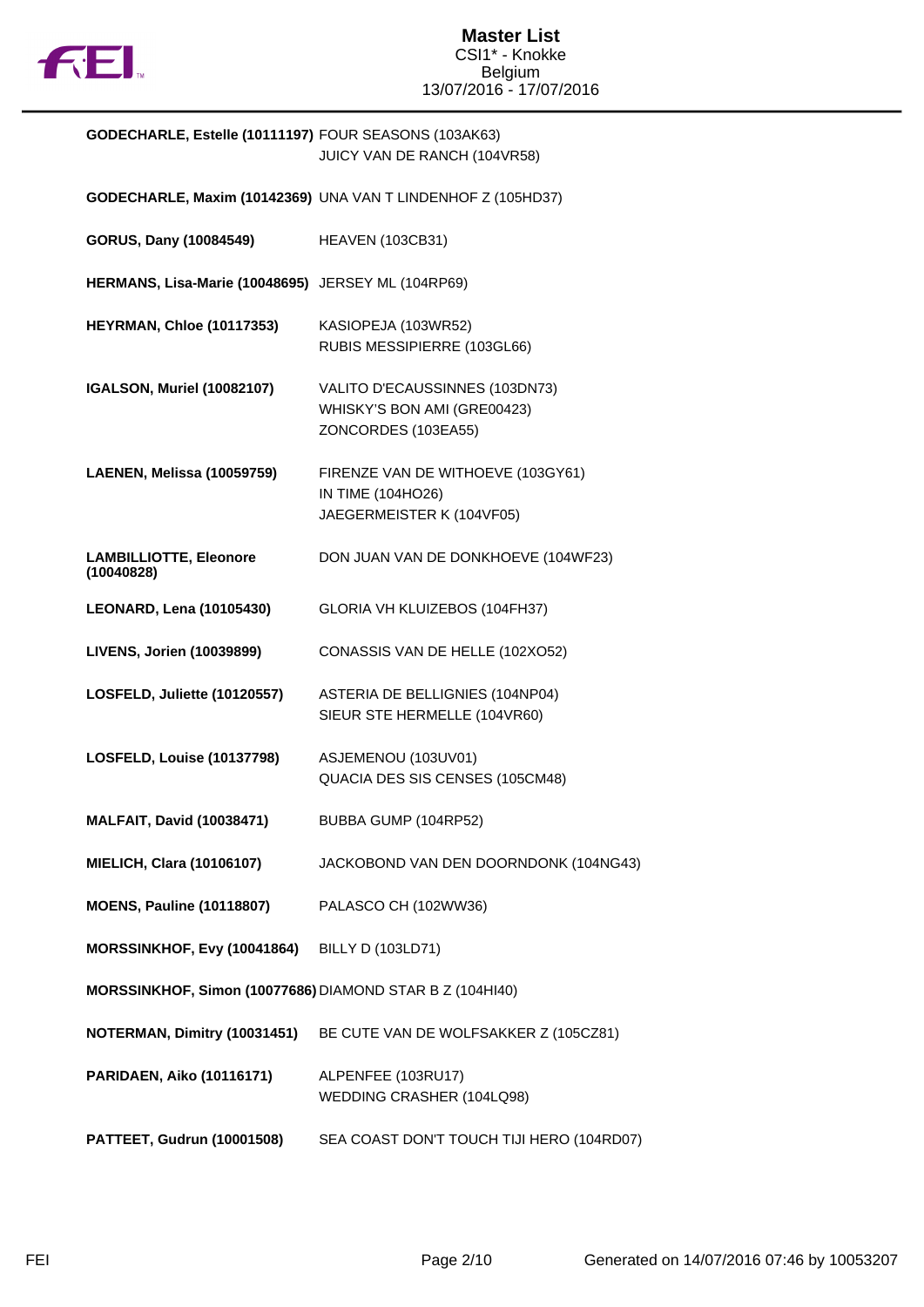# Master List

CSI1* - Knokke
Belgium
13/07/2016 - 17/07/2016

| Rider | Horses |
|---|---|
| **GODECHARLE, Estelle (10111197)** | FOUR SEASONS (103AK63)<br>JUICY VAN DE RANCH (104VR58) |
| **GODECHARLE, Maxim (10142369)** | UNA VAN T LINDENHOF Z (105HD37) |
| **GORUS, Dany (10084549)** | HEAVEN (103CB31) |
| **HERMANS, Lisa-Marie (10048695)** | JERSEY ML (104RP69) |
| **HEYRMAN, Chloe (10117353)** | KASIOPEJA (103WR52)<br>RUBIS MESSIPIERRE (103GL66) |
| **IGALSON, Muriel (10082107)** | VALITO D'ECAUSSINNES (103DN73)<br>WHISKY'S BON AMI (GRE00423)<br>ZONCORDES (103EA55) |
| **LAENEN, Melissa (10059759)** | FIRENZE VAN DE WITHOEVE (103GY61)<br>IN TIME (104HO26)<br>JAEGERMEISTER K (104VF05) |
| **LAMBILLIOTTE, Eleonore (10040828)** | DON JUAN VAN DE DONKHOEVE (104WF23) |
| **LEONARD, Lena (10105430)** | GLORIA VH KLUIZEBOS (104FH37) |
| **LIVENS, Jorien (10039899)** | CONASSIS VAN DE HELLE (102XO52) |
| **LOSFELD, Juliette (10120557)** | ASTERIA DE BELLIGNIES (104NP04)<br>SIEUR STE HERMELLE (104VR60) |
| **LOSFELD, Louise (10137798)** | ASJEMENOU (103UV01)<br>QUACIA DES SIS CENSES (105CM48) |
| **MALFAIT, David (10038471)** | BUBBA GUMP (104RP52) |
| **MIELICH, Clara (10106107)** | JACKOBOND VAN DEN DOORNDONK (104NG43) |
| **MOENS, Pauline (10118807)** | PALASCO CH (102WW36) |
| **MORSSINKHOF, Evy (10041864)** | BILLY D (103LD71) |
| **MORSSINKHOF, Simon (10077686)** | DIAMOND STAR B Z (104HI40) |
| **NOTERMAN, Dimitry (10031451)** | BE CUTE VAN DE WOLFSAKKER Z (105CZ81) |
| **PARIDAEN, Aiko (10116171)** | ALPENFEE (103RU17)<br>WEDDING CRASHER (104LQ98) |
| **PATTEET, Gudrun (10001508)** | SEA COAST DON'T TOUCH TIJI HERO (104RD07) |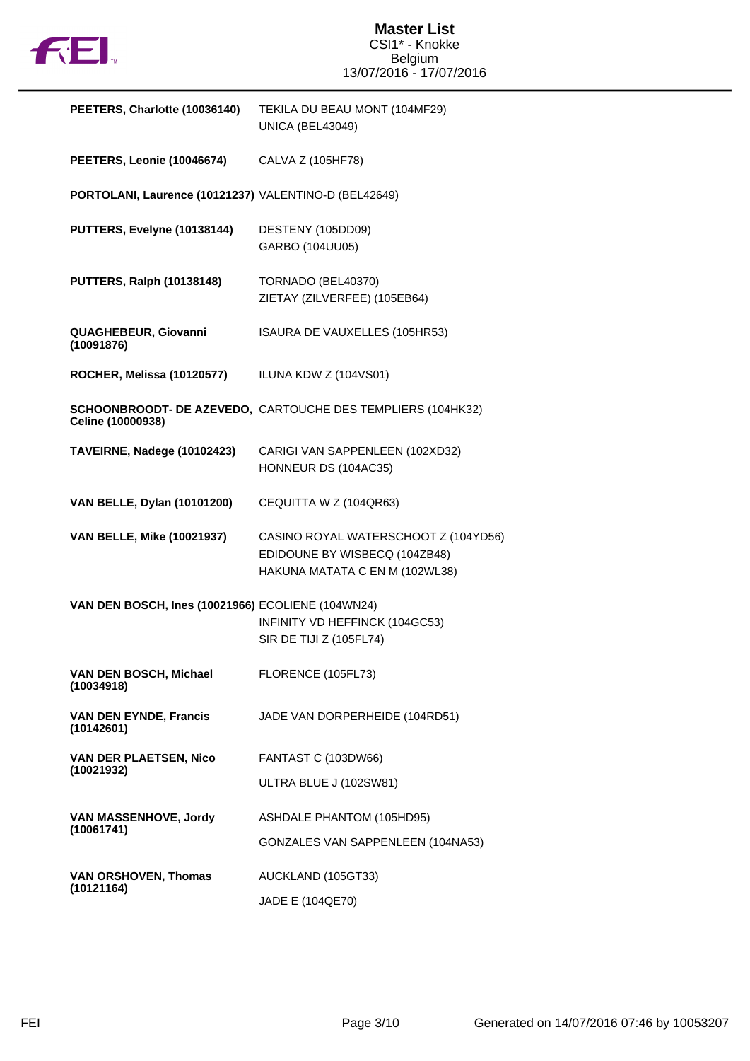# Master List

CSI1* - Knokke
Belgium
13/07/2016 - 17/07/2016

| Rider | Horses |
|---|---|
| **PEETERS, Charlotte (10036140)** | TEKILA DU BEAU MONT (104MF29)<br>UNICA (BEL43049) |
| **PEETERS, Leonie (10046674)** | CALVA Z (105HF78) |
| **PORTOLANI, Laurence (10121237)** | VALENTINO-D (BEL42649) |
| **PUTTERS, Evelyne (10138144)** | DESTENY (105DD09)<br>GARBO (104UU05) |
| **PUTTERS, Ralph (10138148)** | TORNADO (BEL40370)<br>ZIETAY (ZILVERFEE) (105EB64) |
| **QUAGHEBEUR, Giovanni (10091876)** | ISAURA DE VAUXELLES (105HR53) |
| **ROCHER, Melissa (10120577)** | ILUNA KDW Z (104VS01) |
| **SCHOONBROODT- DE AZEVEDO, Celine (10000938)** | CARTOUCHE DES TEMPLIERS (104HK32) |
| **TAVEIRNE, Nadege (10102423)** | CARIGI VAN SAPPENLEEN (102XD32)<br>HONNEUR DS (104AC35) |
| **VAN BELLE, Dylan (10101200)** | CEQUITTA W Z (104QR63) |
| **VAN BELLE, Mike (10021937)** | CASINO ROYAL WATERSCHOOT Z (104YD56)<br>EDIDOUNE BY WISBECQ (104ZB48)<br>HAKUNA MATATA C EN M (102WL38) |
| **VAN DEN BOSCH, Ines (10021966)** | ECOLIENE (104WN24)<br>INFINITY VD HEFFINCK (104GC53)<br>SIR DE TIJI Z (105FL74) |
| **VAN DEN BOSCH, Michael (10034918)** | FLORENCE (105FL73) |
| **VAN DEN EYNDE, Francis (10142601)** | JADE VAN DORPERHEIDE (104RD51) |
| **VAN DER PLAETSEN, Nico (10021932)** | FANTAST C (103DW66)<br>ULTRA BLUE J (102SW81) |
| **VAN MASSENHOVE, Jordy (10061741)** | ASHDALE PHANTOM (105HD95)<br>GONZALES VAN SAPPENLEEN (104NA53) |
| **VAN ORSHOVEN, Thomas (10121164)** | AUCKLAND (105GT33)<br>JADE E (104QE70) |

Generated on 14/07/2016 07:46 by 10053207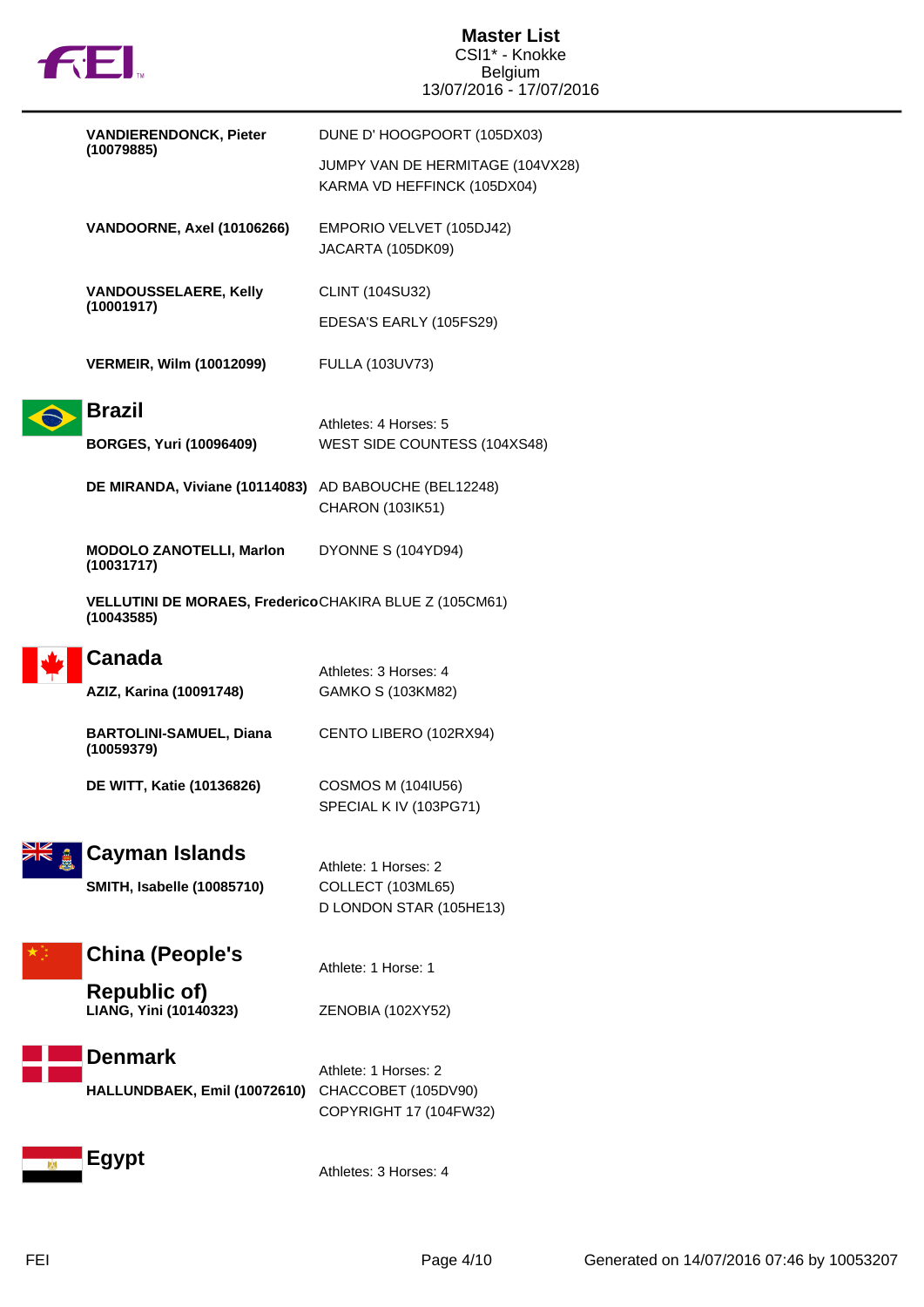# Master List
CSI1* - Knokke
Belgium
13/07/2016 - 17/07/2016

**VANDIERENDONCK, Pieter (10079885)**
- DUNE D' HOOGPOORT (105DX03)
- JUMPY VAN DE HERMITAGE (104VX28)
- KARMA VD HEFFINCK (105DX04)

**VANDOORNE, Axel (10106266)**
- EMPORIO VELVET (105DJ42)
- JACARTA (105DK09)

**VANDOUSSELAERE, Kelly (10001917)**
- CLINT (104SU32)
- EDESA'S EARLY (105FS29)

**VERMEIR, Wilm (10012099)**
- FULLA (103UV73)

## Brazil

Athletes: 4 Horses: 5

**BORGES, Yuri (10096409)**
- WEST SIDE COUNTESS (104XS48)

**DE MIRANDA, Viviane (10114083)**
- AD BABOUCHE (BEL12248)
- CHARON (103IK51)

**MODOLO ZANOTELLI, Marlon (10031717)**
- DYONNE S (104YD94)

**VELLUTINI DE MORAES, Frederico (10043585)**
- CHAKIRA BLUE Z (105CM61)

## Canada

Athletes: 3 Horses: 4

**AZIZ, Karina (10091748)**
- GAMKO S (103KM82)

**BARTOLINI-SAMUEL, Diana (10059379)**
- CENTO LIBERO (102RX94)

**DE WITT, Katie (10136826)**
- COSMOS M (104IU56)
- SPECIAL K IV (103PG71)

## Cayman Islands

Athlete: 1 Horses: 2

**SMITH, Isabelle (10085710)**
- COLLECT (103ML65)
- D LONDON STAR (105HE13)

## China (People's Republic of)

Athlete: 1 Horse: 1

**LIANG, Yini (10140323)**
- ZENOBIA (102XY52)

## Denmark

Athlete: 1 Horses: 2

**HALLUNDBAEK, Emil (10072610)**
- CHACCOBET (105DV90)
- COPYRIGHT 17 (104FW32)

## Egypt

Athletes: 3 Horses: 4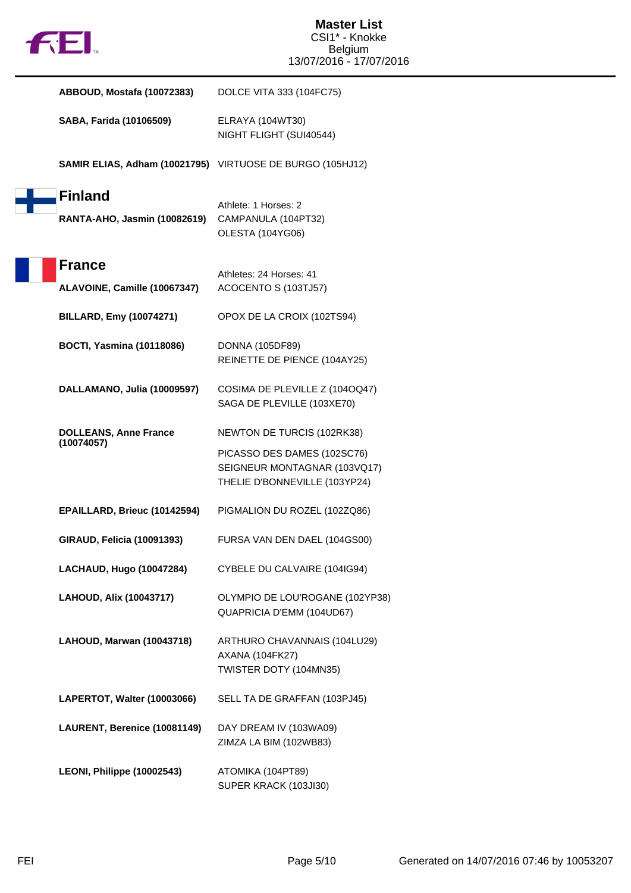# Master List

CSI1* - Knokke
Belgium
13/07/2016 - 17/07/2016

| Athlete | Horses |
|---|---|
| **ABBOUD, Mostafa (10072383)** | DOLCE VITA 333 (104FC75) |
| **SABA, Farida (10106509)** | ELRAYA (104WT30)<br>NIGHT FLIGHT (SUI40544) |
| **SAMIR ELIAS, Adham (10021795)** | VIRTUOSE DE BURGO (105HJ12) |

## Finland

Athlete: 1 Horses: 2

| Athlete | Horses |
|---|---|
| **RANTA-AHO, Jasmin (10082619)** | CAMPANULA (104PT32)<br>OLESTA (104YG06) |

## France

Athletes: 24 Horses: 41

| Athlete | Horses |
|---|---|
| **ALAVOINE, Camille (10067347)** | ACOCENTO S (103TJ57) |
| **BILLARD, Emy (10074271)** | OPOX DE LA CROIX (102TS94) |
| **BOCTI, Yasmina (10118086)** | DONNA (105DF89)<br>REINETTE DE PIENCE (104AY25) |
| **DALLAMANO, Julia (10009597)** | COSIMA DE PLEVILLE Z (104OQ47)<br>SAGA DE PLEVILLE (103XE70) |
| **DOLLEANS, Anne France (10074057)** | NEWTON DE TURCIS (102RK38)<br>PICASSO DES DAMES (102SC76)<br>SEIGNEUR MONTAGNAR (103VQ17)<br>THELIE D'BONNEVILLE (103YP24) |
| **EPAILLARD, Brieuc (10142594)** | PIGMALION DU ROZEL (102ZQ86) |
| **GIRAUD, Felicia (10091393)** | FURSA VAN DEN DAEL (104GS00) |
| **LACHAUD, Hugo (10047284)** | CYBELE DU CALVAIRE (104IG94) |
| **LAHOUD, Alix (10043717)** | OLYMPIO DE LOU'ROGANE (102YP38)<br>QUAPRICIA D'EMM (104UD67) |
| **LAHOUD, Marwan (10043718)** | ARTHURO CHAVANNAIS (104LU29)<br>AXANA (104FK27)<br>TWISTER DOTY (104MN35) |
| **LAPERTOT, Walter (10003066)** | SELL TA DE GRAFFAN (103PJ45) |
| **LAURENT, Berenice (10081149)** | DAY DREAM IV (103WA09)<br>ZIMZA LA BIM (102WB83) |
| **LEONI, Philippe (10002543)** | ATOMIKA (104PT89)<br>SUPER KRACK (103JI30) |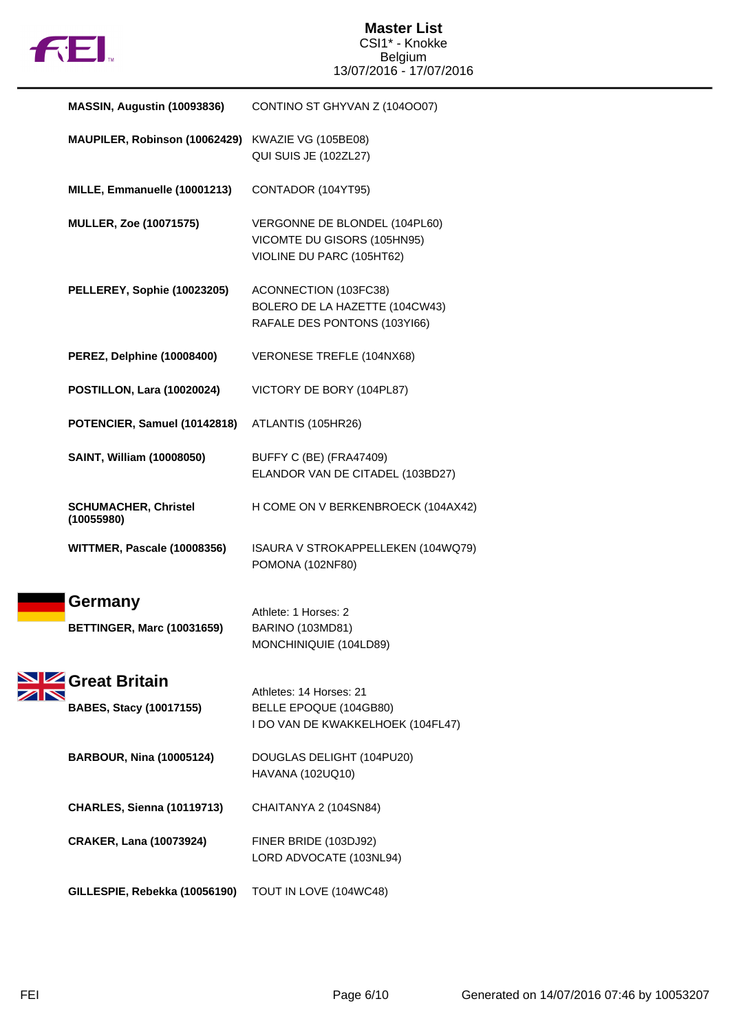| | |
|---|---|
| **MASSIN, Augustin (10093836)** | CONTINO ST GHYVAN Z (104OO07) |
| **MAUPILER, Robinson (10062429)** | KWAZIE VG (105BE08)<br>QUI SUIS JE (102ZL27) |
| **MILLE, Emmanuelle (10001213)** | CONTADOR (104YT95) |
| **MULLER, Zoe (10071575)** | VERGONNE DE BLONDEL (104PL60)<br>VICOMTE DU GISORS (105HN95)<br>VIOLINE DU PARC (105HT62) |
| **PELLEREY, Sophie (10023205)** | ACONNECTION (103FC38)<br>BOLERO DE LA HAZETTE (104CW43)<br>RAFALE DES PONTONS (103YI66) |
| **PEREZ, Delphine (10008400)** | VERONESE TREFLE (104NX68) |
| **POSTILLON, Lara (10020024)** | VICTORY DE BORY (104PL87) |
| **POTENCIER, Samuel (10142818)** | ATLANTIS (105HR26) |
| **SAINT, William (10008050)** | BUFFY C (BE) (FRA47409)<br>ELANDOR VAN DE CITADEL (103BD27) |
| **SCHUMACHER, Christel (10055980)** | H COME ON V BERKENBROECK (104AX42) |
| **WITTMER, Pascale (10008356)** | ISAURA V STROKAPPELLEKEN (104WQ79)<br>POMONA (102NF80) |

## Germany

Athlete: 1 Horses: 2

| | |
|---|---|
| **BETTINGER, Marc (10031659)** | BARINO (103MD81)<br>MONCHINIQUIE (104LD89) |

## Great Britain

Athletes: 14 Horses: 21

| | |
|---|---|
| **BABES, Stacy (10017155)** | BELLE EPOQUE (104GB80)<br>I DO VAN DE KWAKKELHOEK (104FL47) |
| **BARBOUR, Nina (10005124)** | DOUGLAS DELIGHT (104PU20)<br>HAVANA (102UQ10) |
| **CHARLES, Sienna (10119713)** | CHAITANYA 2 (104SN84) |
| **CRAKER, Lana (10073924)** | FINER BRIDE (103DJ92)<br>LORD ADVOCATE (103NL94) |
| **GILLESPIE, Rebekka (10056190)** | TOUT IN LOVE (104WC48) |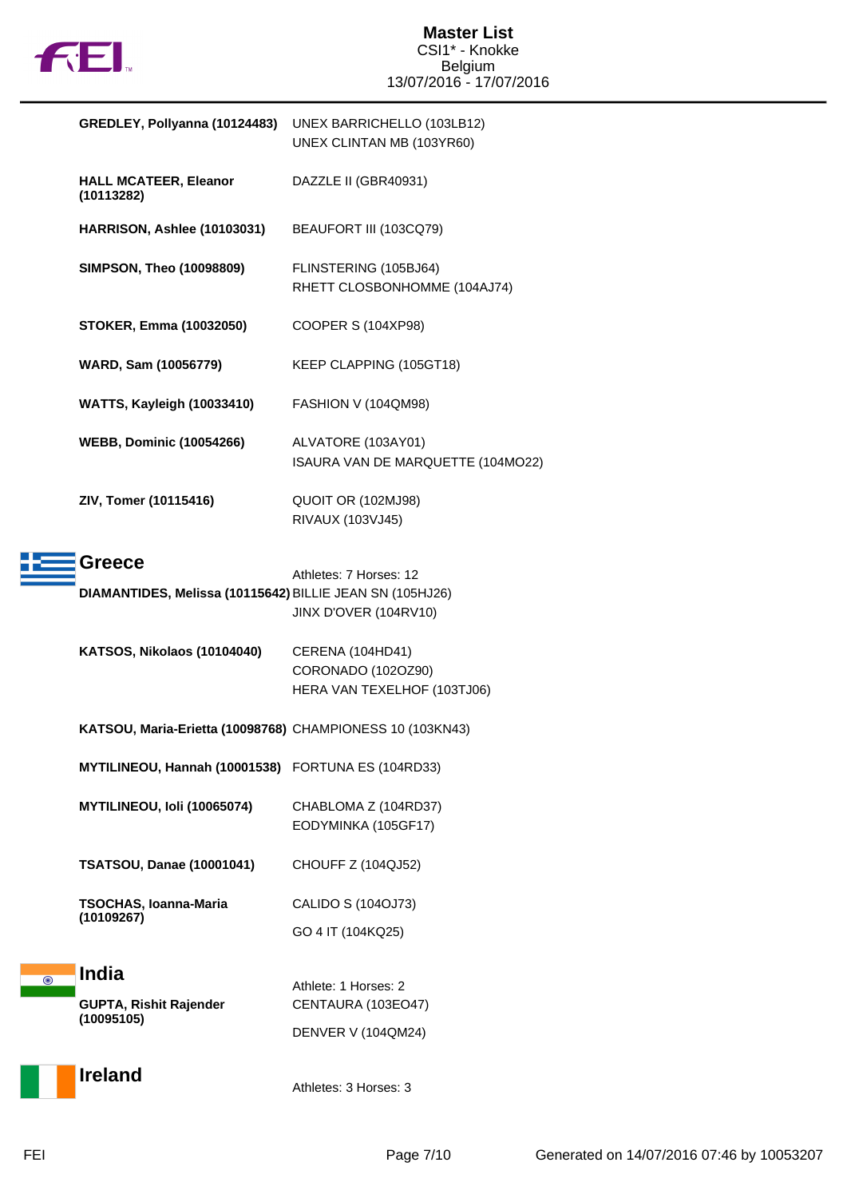| | |
|---|---|
| **GREDLEY, Pollyanna (10124483)** | UNEX BARRICHELLO (103LB12)<br>UNEX CLINTAN MB (103YR60) |
| **HALL MCATEER, Eleanor (10113282)** | DAZZLE II (GBR40931) |
| **HARRISON, Ashlee (10103031)** | BEAUFORT III (103CQ79) |
| **SIMPSON, Theo (10098809)** | FLINSTERING (105BJ64)<br>RHETT CLOSBONHOMME (104AJ74) |
| **STOKER, Emma (10032050)** | COOPER S (104XP98) |
| **WARD, Sam (10056779)** | KEEP CLAPPING (105GT18) |
| **WATTS, Kayleigh (10033410)** | FASHION V (104QM98) |
| **WEBB, Dominic (10054266)** | ALVATORE (103AY01)<br>ISAURA VAN DE MARQUETTE (104MO22) |
| **ZIV, Tomer (10115416)** | QUOIT OR (102MJ98)<br>RIVAUX (103VJ45) |

## Greece

Athletes: 7 Horses: 12

| | |
|---|---|
| **DIAMANTIDES, Melissa (10115642)** | BILLIE JEAN SN (105HJ26)<br>JINX D'OVER (104RV10) |
| **KATSOS, Nikolaos (10104040)** | CERENA (104HD41)<br>CORONADO (102OZ90)<br>HERA VAN TEXELHOF (103TJ06) |
| **KATSOU, Maria-Erietta (10098768)** | CHAMPIONESS 10 (103KN43) |
| **MYTILINEOU, Hannah (10001538)** | FORTUNA ES (104RD33) |
| **MYTILINEOU, Ioli (10065074)** | CHABLOMA Z (104RD37)<br>EODYMINKA (105GF17) |
| **TSATSOU, Danae (10001041)** | CHOUFF Z (104QJ52) |
| **TSOCHAS, Ioanna-Maria (10109267)** | CALIDO S (104OJ73)<br>GO 4 IT (104KQ25) |

## India

Athlete: 1 Horses: 2

| | |
|---|---|
| **GUPTA, Rishit Rajender (10095105)** | CENTAURA (103EO47)<br>DENVER V (104QM24) |

## Ireland

Athletes: 3 Horses: 3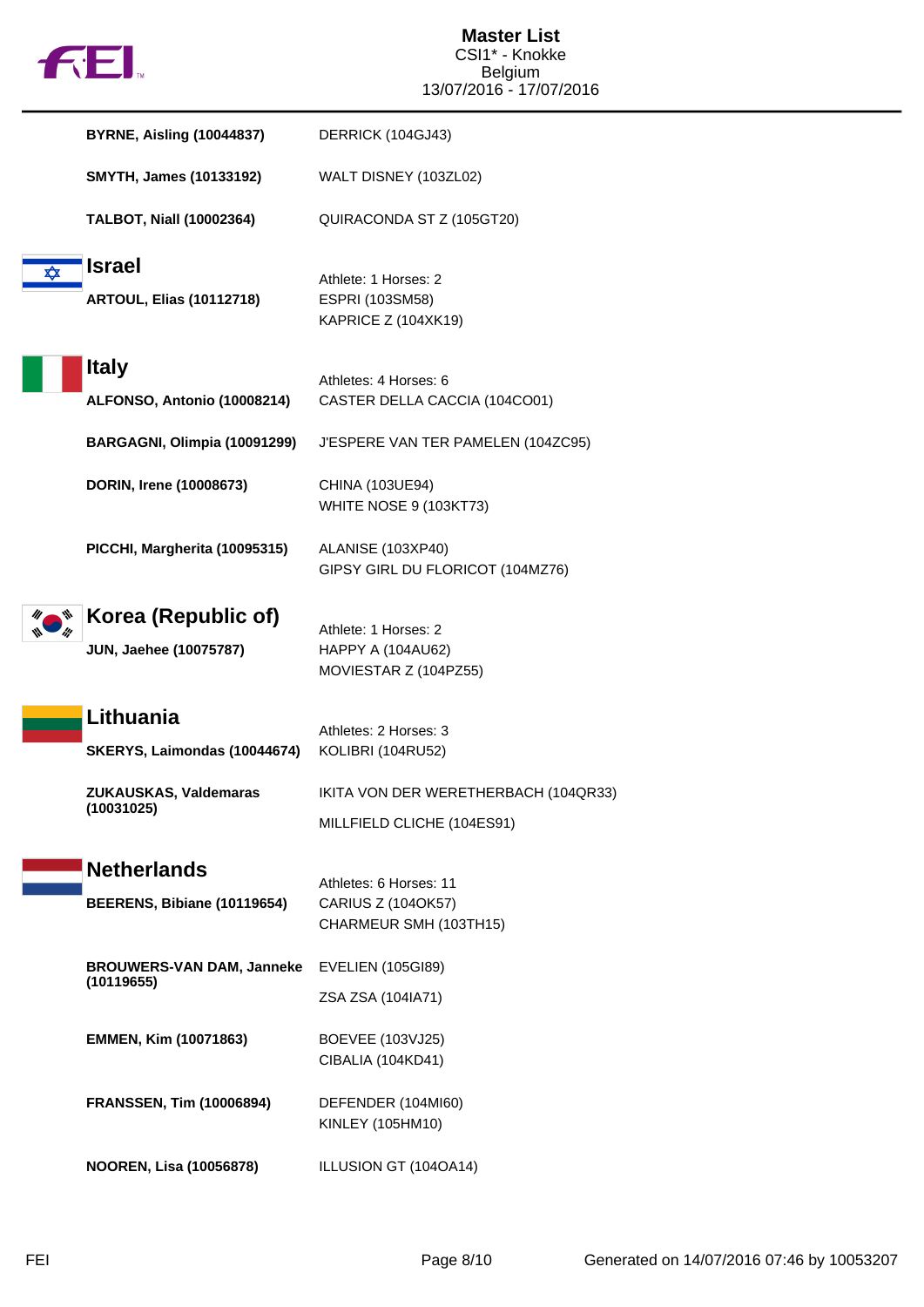| | |
|---|---|
| **BYRNE, Aisling (10044837)** | DERRICK (104GJ43) |
| **SMYTH, James (10133192)** | WALT DISNEY (103ZL02) |
| **TALBOT, Niall (10002364)** | QUIRACONDA ST Z (105GT20) |

## Israel

| | |
|---|---|
| | Athlete: 1 Horses: 2 |
| **ARTOUL, Elias (10112718)** | ESPRI (103SM58)<br>KAPRICE Z (104XK19) |

## Italy

| | |
|---|---|
| | Athletes: 4 Horses: 6 |
| **ALFONSO, Antonio (10008214)** | CASTER DELLA CACCIA (104CO01) |
| **BARGAGNI, Olimpia (10091299)** | J'ESPERE VAN TER PAMELEN (104ZC95) |
| **DORIN, Irene (10008673)** | CHINA (103UE94)<br>WHITE NOSE 9 (103KT73) |
| **PICCHI, Margherita (10095315)** | ALANISE (103XP40)<br>GIPSY GIRL DU FLORICOT (104MZ76) |

## Korea (Republic of)

| | |
|---|---|
| | Athlete: 1 Horses: 2 |
| **JUN, Jaehee (10075787)** | HAPPY A (104AU62)<br>MOVIESTAR Z (104PZ55) |

## Lithuania

| | |
|---|---|
| | Athletes: 2 Horses: 3 |
| **SKERYS, Laimondas (10044674)** | KOLIBRI (104RU52) |
| **ZUKAUSKAS, Valdemaras (10031025)** | IKITA VON DER WERETHERBACH (104QR33)<br>MILLFIELD CLICHE (104ES91) |

## Netherlands

| | |
|---|---|
| | Athletes: 6 Horses: 11 |
| **BEERENS, Bibiane (10119654)** | CARIUS Z (104OK57)<br>CHARMEUR SMH (103TH15) |
| **BROUWERS-VAN DAM, Janneke (10119655)** | EVELIEN (105GI89)<br>ZSA ZSA (104IA71) |
| **EMMEN, Kim (10071863)** | BOEVEE (103VJ25)<br>CIBALIA (104KD41) |
| **FRANSSEN, Tim (10006894)** | DEFENDER (104MI60)<br>KINLEY (105HM10) |
| **NOOREN, Lisa (10056878)** | ILLUSION GT (104OA14) |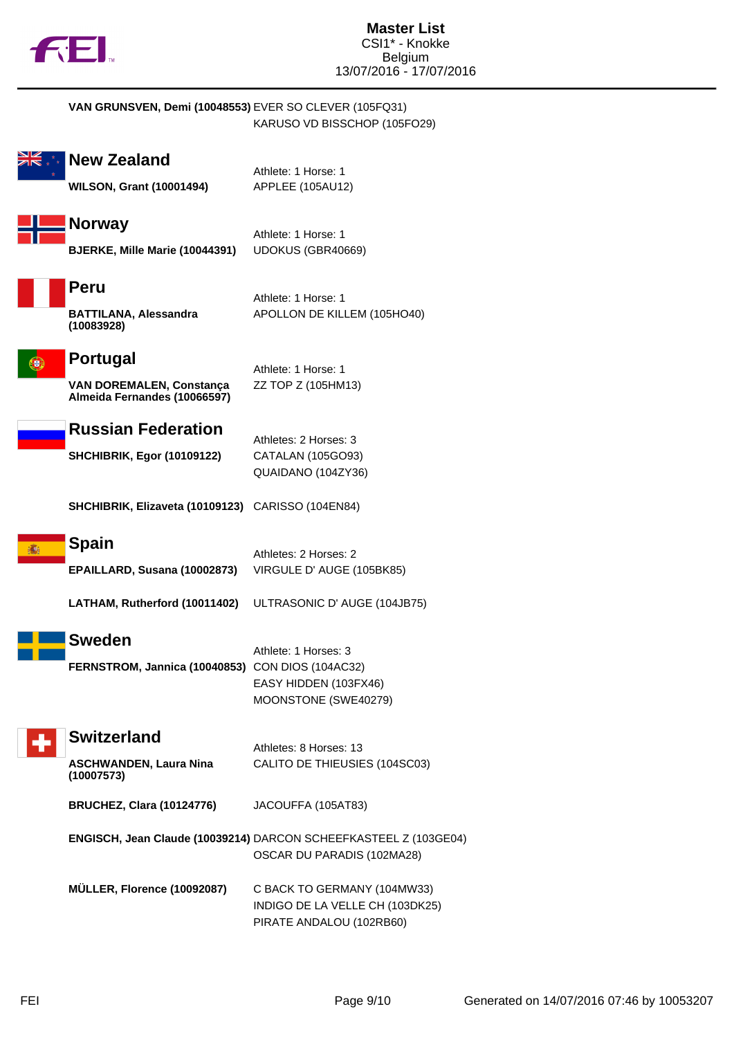**VAN GRUNSVEN, Demi (10048553)** EVER SO CLEVER (105FQ31)
KARUSO VD BISSCHOP (105FO29)

## New Zealand

Athlete: 1 Horse: 1

**WILSON, Grant (10001494)** APPLEE (105AU12)

## Norway

Athlete: 1 Horse: 1

**BJERKE, Mille Marie (10044391)** UDOKUS (GBR40669)

## Peru

Athlete: 1 Horse: 1

**BATTILANA, Alessandra (10083928)** APOLLON DE KILLEM (105HO40)

## Portugal

Athlete: 1 Horse: 1

**VAN DOREMALEN, Constança Almeida Fernandes (10066597)** ZZ TOP Z (105HM13)

## Russian Federation

Athletes: 2 Horses: 3

**SHCHIBRIK, Egor (10109122)** CATALAN (105GO93)
QUAIDANO (104ZY36)

**SHCHIBRIK, Elizaveta (10109123)** CARISSO (104EN84)

## Spain

Athletes: 2 Horses: 2

**EPAILLARD, Susana (10002873)** VIRGULE D' AUGE (105BK85)

**LATHAM, Rutherford (10011402)** ULTRASONIC D' AUGE (104JB75)

## Sweden

Athlete: 1 Horses: 3

**FERNSTROM, Jannica (10040853)** CON DIOS (104AC32)
EASY HIDDEN (103FX46)
MOONSTONE (SWE40279)

## Switzerland

Athletes: 8 Horses: 13

**ASCHWANDEN, Laura Nina (10007573)** CALITO DE THIEUSIES (104SC03)

**BRUCHEZ, Clara (10124776)** JACOUFFA (105AT83)

**ENGISCH, Jean Claude (10039214)** DARCON SCHEEFKASTEEL Z (103GE04)
OSCAR DU PARADIS (102MA28)

**MÜLLER, Florence (10092087)** C BACK TO GERMANY (104MW33)
INDIGO DE LA VELLE CH (103DK25)
PIRATE ANDALOU (102RB60)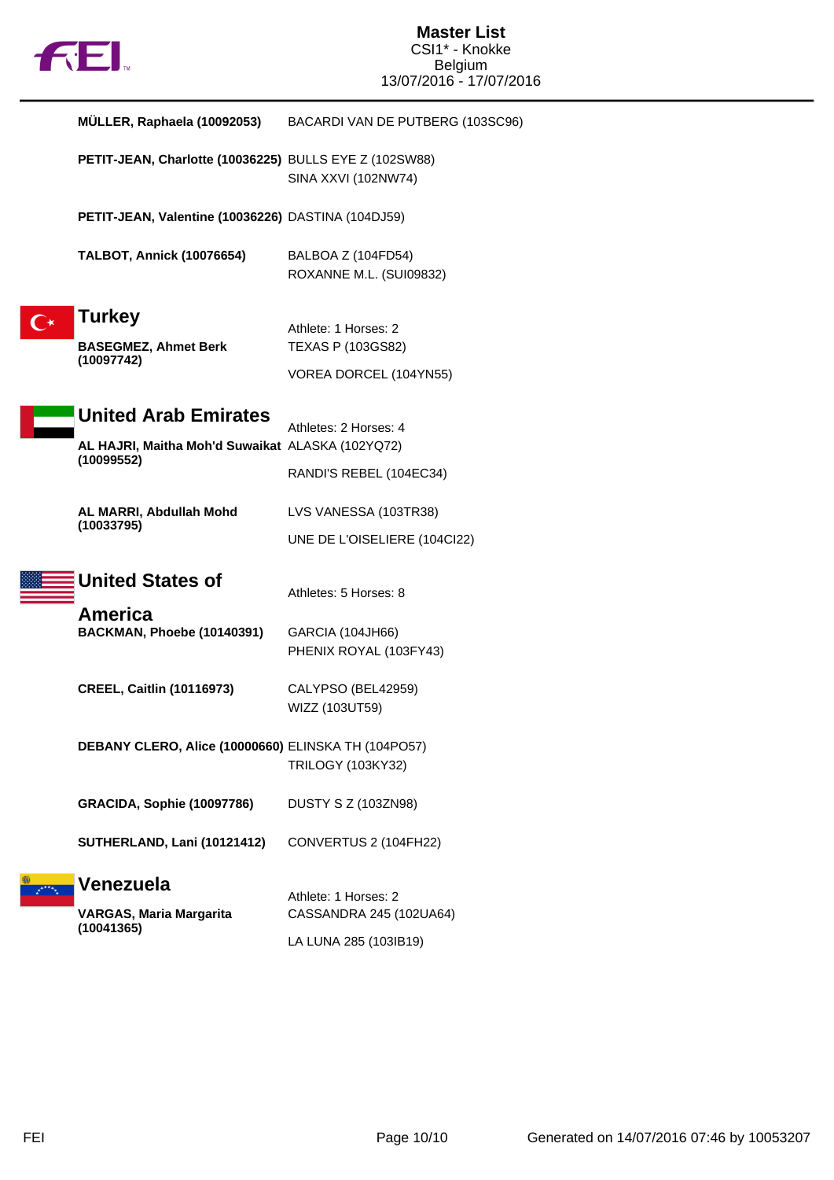**MÜLLER, Raphaela (10092053)** BACARDI VAN DE PUTBERG (103SC96)

**PETIT-JEAN, Charlotte (10036225)** BULLS EYE Z (102SW88)
SINA XXVI (102NW74)

**PETIT-JEAN, Valentine (10036226)** DASTINA (104DJ59)

**TALBOT, Annick (10076654)** BALBOA Z (104FD54)
ROXANNE M.L. (SUI09832)

## Turkey

Athlete: 1 Horses: 2

**BASEGMEZ, Ahmet Berk (10097742)** TEXAS P (103GS82)
VOREA DORCEL (104YN55)

## United Arab Emirates

Athletes: 2 Horses: 4

**AL HAJRI, Maitha Moh'd Suwaikat (10099552)** ALASKA (102YQ72)
RANDI'S REBEL (104EC34)

**AL MARRI, Abdullah Mohd (10033795)** LVS VANESSA (103TR38)
UNE DE L'OISELIERE (104CI22)

## United States of America

Athletes: 5 Horses: 8

**BACKMAN, Phoebe (10140391)** GARCIA (104JH66)
PHENIX ROYAL (103FY43)

**CREEL, Caitlin (10116973)** CALYPSO (BEL42959)
WIZZ (103UT59)

**DEBANY CLERO, Alice (10000660)** ELINSKA TH (104PO57)
TRILOGY (103KY32)

**GRACIDA, Sophie (10097786)** DUSTY S Z (103ZN98)

**SUTHERLAND, Lani (10121412)** CONVERTUS 2 (104FH22)

## Venezuela

Athlete: 1 Horses: 2

**VARGAS, Maria Margarita (10041365)** CASSANDRA 245 (102UA64)
LA LUNA 285 (103IB19)